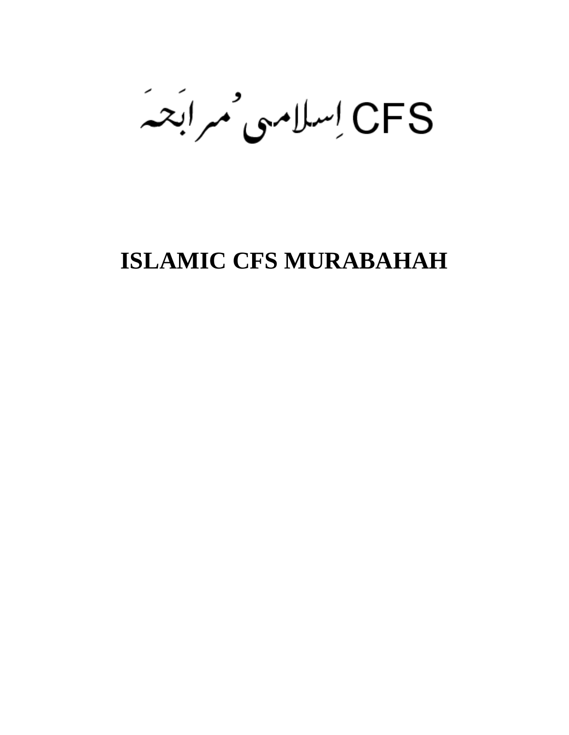# CFS اِسلامی مُرابَحہَ

# ISLAMIC CFS MURABAHAH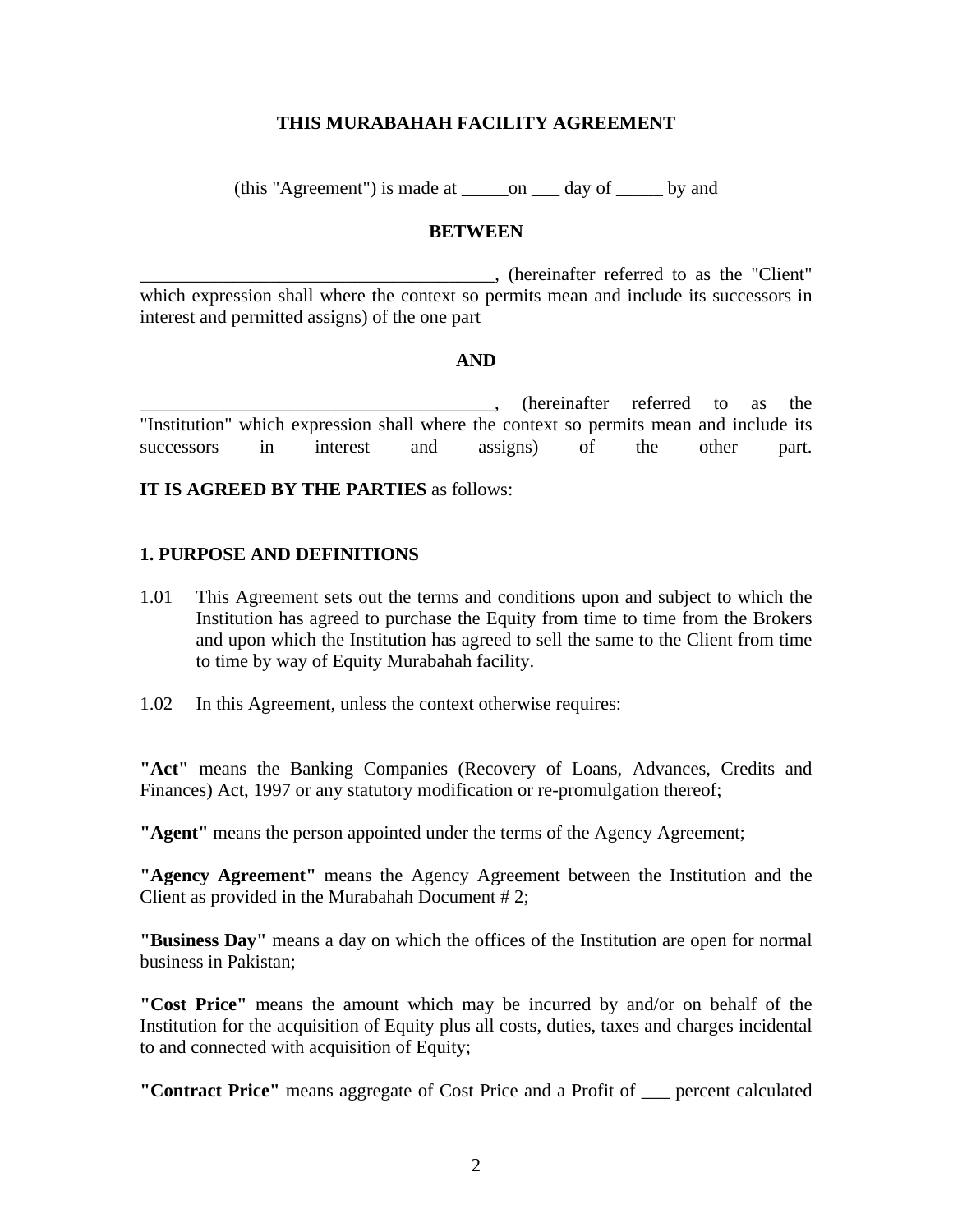**THIS MURABAHAH FACILITY AGREEMENT**

(this "Agreement") is made at _____on ___ day of _____ by and

**BETWEEN**

______________________________________, (hereinafter referred to as the "Client" which expression shall where the context so permits mean and include its successors in interest and permitted assigns) of the one part

**AND**

______________________________________, (hereinafter referred to as the "Institution" which expression shall where the context so permits mean and include its successors in interest and assigns) of the other part.

**IT IS AGREED BY THE PARTIES** as follows:

**1. PURPOSE AND DEFINITIONS**

1.01 This Agreement sets out the terms and conditions upon and subject to which the Institution has agreed to purchase the Equity from time to time from the Brokers and upon which the Institution has agreed to sell the same to the Client from time to time by way of Equity Murabahah facility.

1.02 In this Agreement, unless the context otherwise requires:

**"Act"** means the Banking Companies (Recovery of Loans, Advances, Credits and Finances) Act, 1997 or any statutory modification or re-promulgation thereof;

**"Agent"** means the person appointed under the terms of the Agency Agreement;

**"Agency Agreement"** means the Agency Agreement between the Institution and the Client as provided in the Murabahah Document # 2;

**"Business Day"** means a day on which the offices of the Institution are open for normal business in Pakistan;

**"Cost Price"** means the amount which may be incurred by and/or on behalf of the Institution for the acquisition of Equity plus all costs, duties, taxes and charges incidental to and connected with acquisition of Equity;

**"Contract Price"** means aggregate of Cost Price and a Profit of ___ percent calculated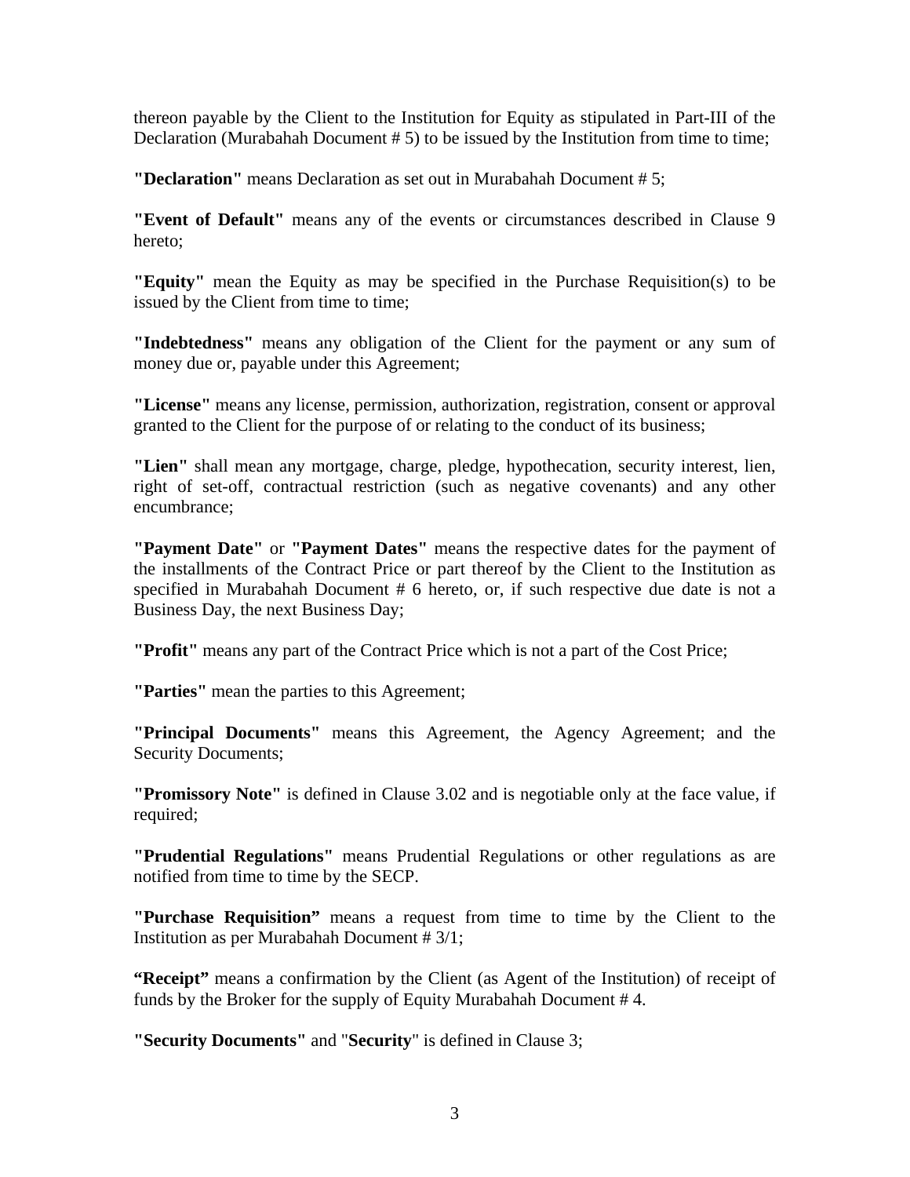thereon payable by the Client to the Institution for Equity as stipulated in Part-III of the Declaration (Murabahah Document # 5) to be issued by the Institution from time to time;

**"Declaration"** means Declaration as set out in Murabahah Document # 5;

**"Event of Default"** means any of the events or circumstances described in Clause 9 hereto;

**"Equity"** mean the Equity as may be specified in the Purchase Requisition(s) to be issued by the Client from time to time;

**"Indebtedness"** means any obligation of the Client for the payment or any sum of money due or, payable under this Agreement;

**"License"** means any license, permission, authorization, registration, consent or approval granted to the Client for the purpose of or relating to the conduct of its business;

**"Lien"** shall mean any mortgage, charge, pledge, hypothecation, security interest, lien, right of set-off, contractual restriction (such as negative covenants) and any other encumbrance;

**"Payment Date"** or **"Payment Dates"** means the respective dates for the payment of the installments of the Contract Price or part thereof by the Client to the Institution as specified in Murabahah Document # 6 hereto, or, if such respective due date is not a Business Day, the next Business Day;

**"Profit"** means any part of the Contract Price which is not a part of the Cost Price;

**"Parties"** mean the parties to this Agreement;

**"Principal Documents"** means this Agreement, the Agency Agreement; and the Security Documents;

**"Promissory Note"** is defined in Clause 3.02 and is negotiable only at the face value, if required;

**"Prudential Regulations"** means Prudential Regulations or other regulations as are notified from time to time by the SECP.

**"Purchase Requisition"** means a request from time to time by the Client to the Institution as per Murabahah Document # 3/1;

**"Receipt"** means a confirmation by the Client (as Agent of the Institution) of receipt of funds by the Broker for the supply of Equity Murabahah Document # 4.

**"Security Documents"** and "**Security**" is defined in Clause 3;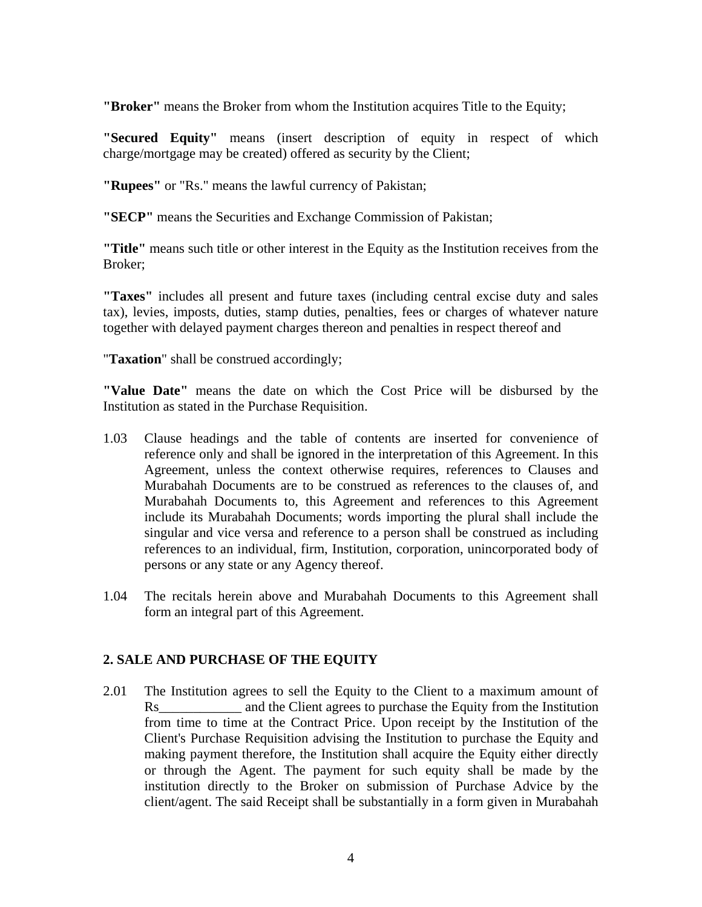**"Broker"** means the Broker from whom the Institution acquires Title to the Equity;

**"Secured Equity"** means (insert description of equity in respect of which charge/mortgage may be created) offered as security by the Client;

**"Rupees"** or "Rs." means the lawful currency of Pakistan;

**"SECP"** means the Securities and Exchange Commission of Pakistan;

**"Title"** means such title or other interest in the Equity as the Institution receives from the Broker;

**"Taxes"** includes all present and future taxes (including central excise duty and sales tax), levies, imposts, duties, stamp duties, penalties, fees or charges of whatever nature together with delayed payment charges thereon and penalties in respect thereof and

"**Taxation**" shall be construed accordingly;

**"Value Date"** means the date on which the Cost Price will be disbursed by the Institution as stated in the Purchase Requisition.

1.03 Clause headings and the table of contents are inserted for convenience of reference only and shall be ignored in the interpretation of this Agreement. In this Agreement, unless the context otherwise requires, references to Clauses and Murabahah Documents are to be construed as references to the clauses of, and Murabahah Documents to, this Agreement and references to this Agreement include its Murabahah Documents; words importing the plural shall include the singular and vice versa and reference to a person shall be construed as including references to an individual, firm, Institution, corporation, unincorporated body of persons or any state or any Agency thereof.

1.04 The recitals herein above and Murabahah Documents to this Agreement shall form an integral part of this Agreement.

## 2. SALE AND PURCHASE OF THE EQUITY

2.01 The Institution agrees to sell the Equity to the Client to a maximum amount of Rs____________ and the Client agrees to purchase the Equity from the Institution from time to time at the Contract Price. Upon receipt by the Institution of the Client's Purchase Requisition advising the Institution to purchase the Equity and making payment therefore, the Institution shall acquire the Equity either directly or through the Agent. The payment for such equity shall be made by the institution directly to the Broker on submission of Purchase Advice by the client/agent. The said Receipt shall be substantially in a form given in Murabahah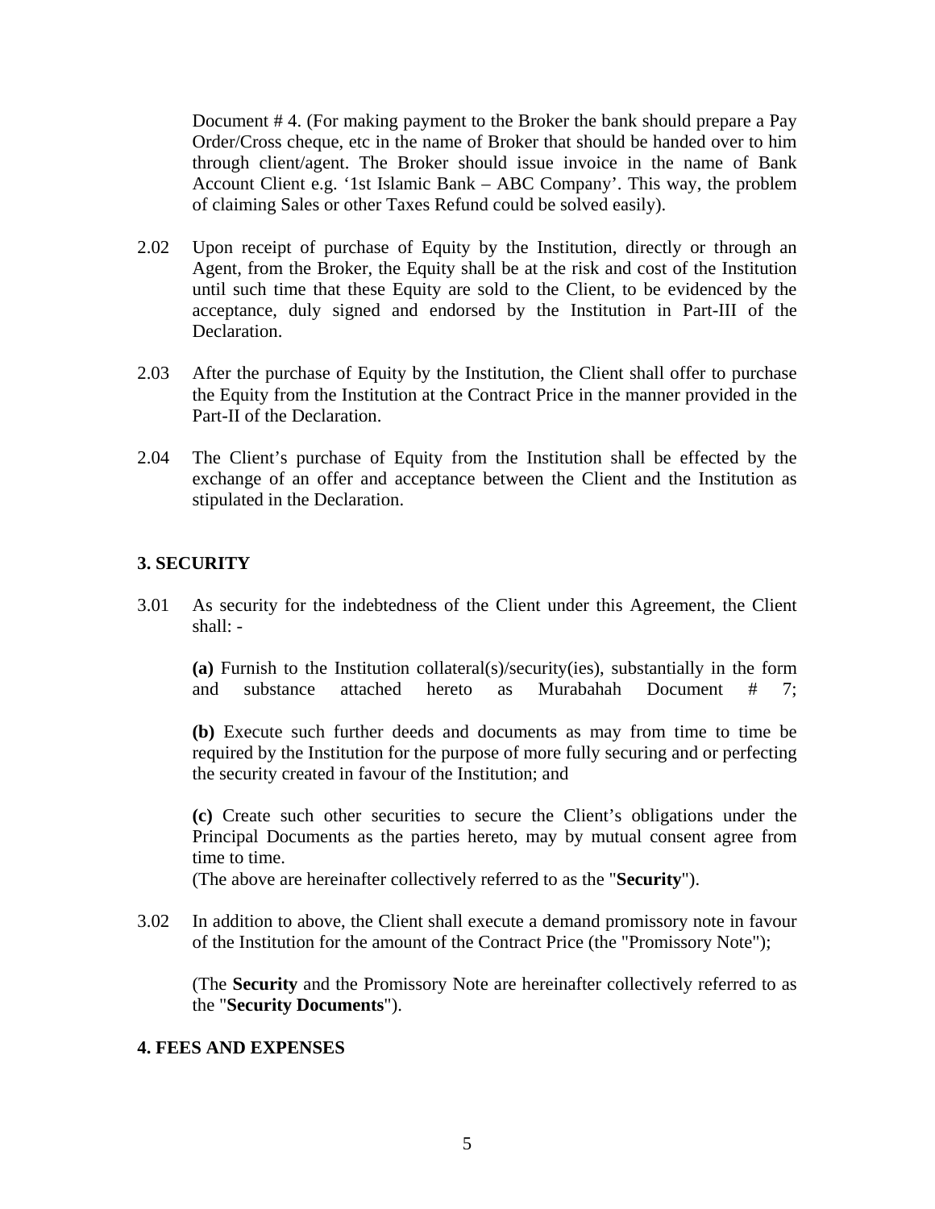Document # 4. (For making payment to the Broker the bank should prepare a Pay Order/Cross cheque, etc in the name of Broker that should be handed over to him through client/agent. The Broker should issue invoice in the name of Bank Account Client e.g. '1st Islamic Bank – ABC Company'. This way, the problem of claiming Sales or other Taxes Refund could be solved easily).

2.02 Upon receipt of purchase of Equity by the Institution, directly or through an Agent, from the Broker, the Equity shall be at the risk and cost of the Institution until such time that these Equity are sold to the Client, to be evidenced by the acceptance, duly signed and endorsed by the Institution in Part-III of the Declaration.

2.03 After the purchase of Equity by the Institution, the Client shall offer to purchase the Equity from the Institution at the Contract Price in the manner provided in the Part-II of the Declaration.

2.04 The Client's purchase of Equity from the Institution shall be effected by the exchange of an offer and acceptance between the Client and the Institution as stipulated in the Declaration.

## 3. SECURITY

3.01 As security for the indebtedness of the Client under this Agreement, the Client shall: -

**(a)** Furnish to the Institution collateral(s)/security(ies), substantially in the form and substance attached hereto as Murabahah Document # 7;

**(b)** Execute such further deeds and documents as may from time to time be required by the Institution for the purpose of more fully securing and or perfecting the security created in favour of the Institution; and

**(c)** Create such other securities to secure the Client's obligations under the Principal Documents as the parties hereto, may by mutual consent agree from time to time.
(The above are hereinafter collectively referred to as the "**Security**").

3.02 In addition to above, the Client shall execute a demand promissory note in favour of the Institution for the amount of the Contract Price (the "Promissory Note");

(The **Security** and the Promissory Note are hereinafter collectively referred to as the "**Security Documents**").

## 4. FEES AND EXPENSES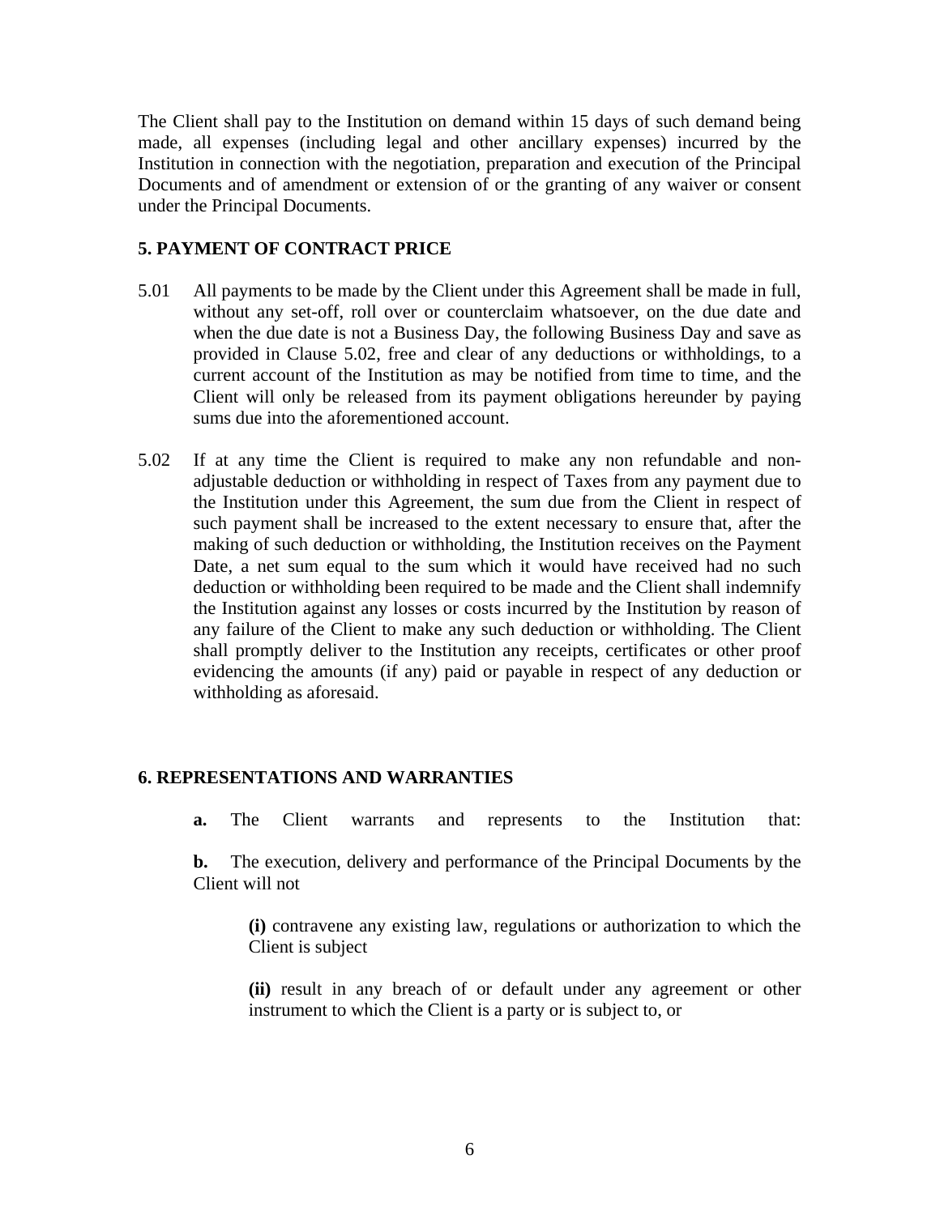The Client shall pay to the Institution on demand within 15 days of such demand being made, all expenses (including legal and other ancillary expenses) incurred by the Institution in connection with the negotiation, preparation and execution of the Principal Documents and of amendment or extension of or the granting of any waiver or consent under the Principal Documents.

## 5. PAYMENT OF CONTRACT PRICE

5.01 All payments to be made by the Client under this Agreement shall be made in full, without any set-off, roll over or counterclaim whatsoever, on the due date and when the due date is not a Business Day, the following Business Day and save as provided in Clause 5.02, free and clear of any deductions or withholdings, to a current account of the Institution as may be notified from time to time, and the Client will only be released from its payment obligations hereunder by paying sums due into the aforementioned account.

5.02 If at any time the Client is required to make any non refundable and non-adjustable deduction or withholding in respect of Taxes from any payment due to the Institution under this Agreement, the sum due from the Client in respect of such payment shall be increased to the extent necessary to ensure that, after the making of such deduction or withholding, the Institution receives on the Payment Date, a net sum equal to the sum which it would have received had no such deduction or withholding been required to be made and the Client shall indemnify the Institution against any losses or costs incurred by the Institution by reason of any failure of the Client to make any such deduction or withholding. The Client shall promptly deliver to the Institution any receipts, certificates or other proof evidencing the amounts (if any) paid or payable in respect of any deduction or withholding as aforesaid.

## 6. REPRESENTATIONS AND WARRANTIES

**a.** The Client warrants and represents to the Institution that:

**b.** The execution, delivery and performance of the Principal Documents by the Client will not

**(i)** contravene any existing law, regulations or authorization to which the Client is subject

**(ii)** result in any breach of or default under any agreement or other instrument to which the Client is a party or is subject to, or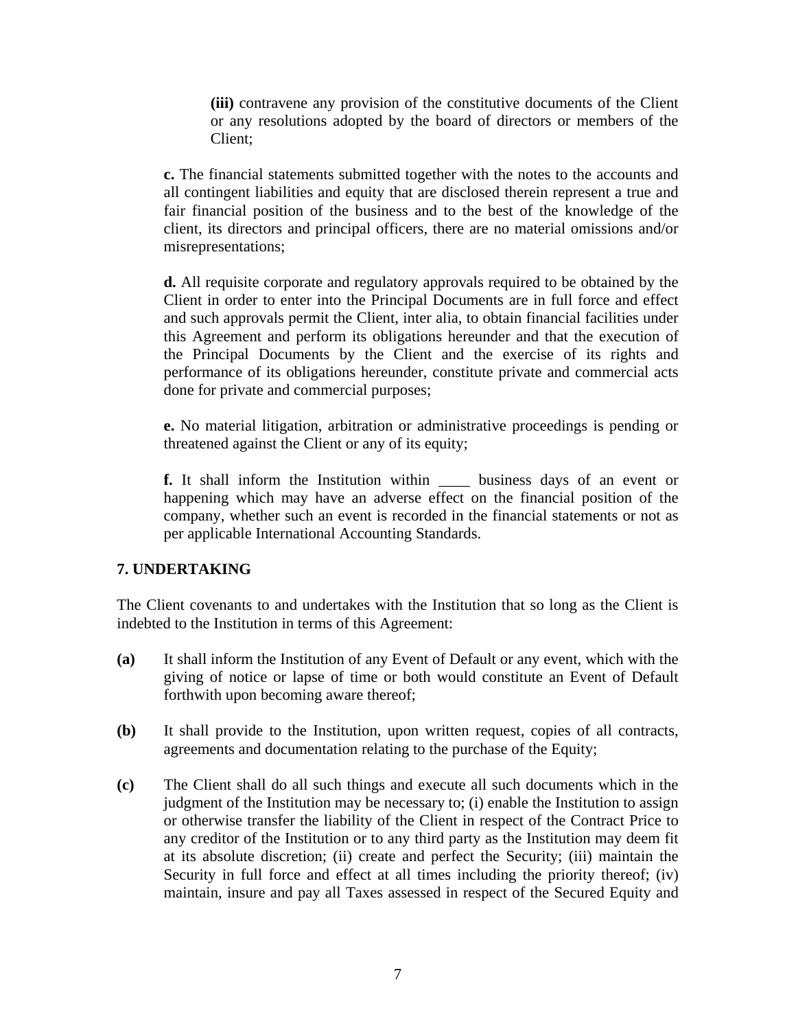**(iii)** contravene any provision of the constitutive documents of the Client or any resolutions adopted by the board of directors or members of the Client;

**c.** The financial statements submitted together with the notes to the accounts and all contingent liabilities and equity that are disclosed therein represent a true and fair financial position of the business and to the best of the knowledge of the client, its directors and principal officers, there are no material omissions and/or misrepresentations;

**d.** All requisite corporate and regulatory approvals required to be obtained by the Client in order to enter into the Principal Documents are in full force and effect and such approvals permit the Client, inter alia, to obtain financial facilities under this Agreement and perform its obligations hereunder and that the execution of the Principal Documents by the Client and the exercise of its rights and performance of its obligations hereunder, constitute private and commercial acts done for private and commercial purposes;

**e.** No material litigation, arbitration or administrative proceedings is pending or threatened against the Client or any of its equity;

**f.** It shall inform the Institution within ____ business days of an event or happening which may have an adverse effect on the financial position of the company, whether such an event is recorded in the financial statements or not as per applicable International Accounting Standards.

## 7. UNDERTAKING

The Client covenants to and undertakes with the Institution that so long as the Client is indebted to the Institution in terms of this Agreement:

**(a)** It shall inform the Institution of any Event of Default or any event, which with the giving of notice or lapse of time or both would constitute an Event of Default forthwith upon becoming aware thereof;

**(b)** It shall provide to the Institution, upon written request, copies of all contracts, agreements and documentation relating to the purchase of the Equity;

**(c)** The Client shall do all such things and execute all such documents which in the judgment of the Institution may be necessary to; (i) enable the Institution to assign or otherwise transfer the liability of the Client in respect of the Contract Price to any creditor of the Institution or to any third party as the Institution may deem fit at its absolute discretion; (ii) create and perfect the Security; (iii) maintain the Security in full force and effect at all times including the priority thereof; (iv) maintain, insure and pay all Taxes assessed in respect of the Secured Equity and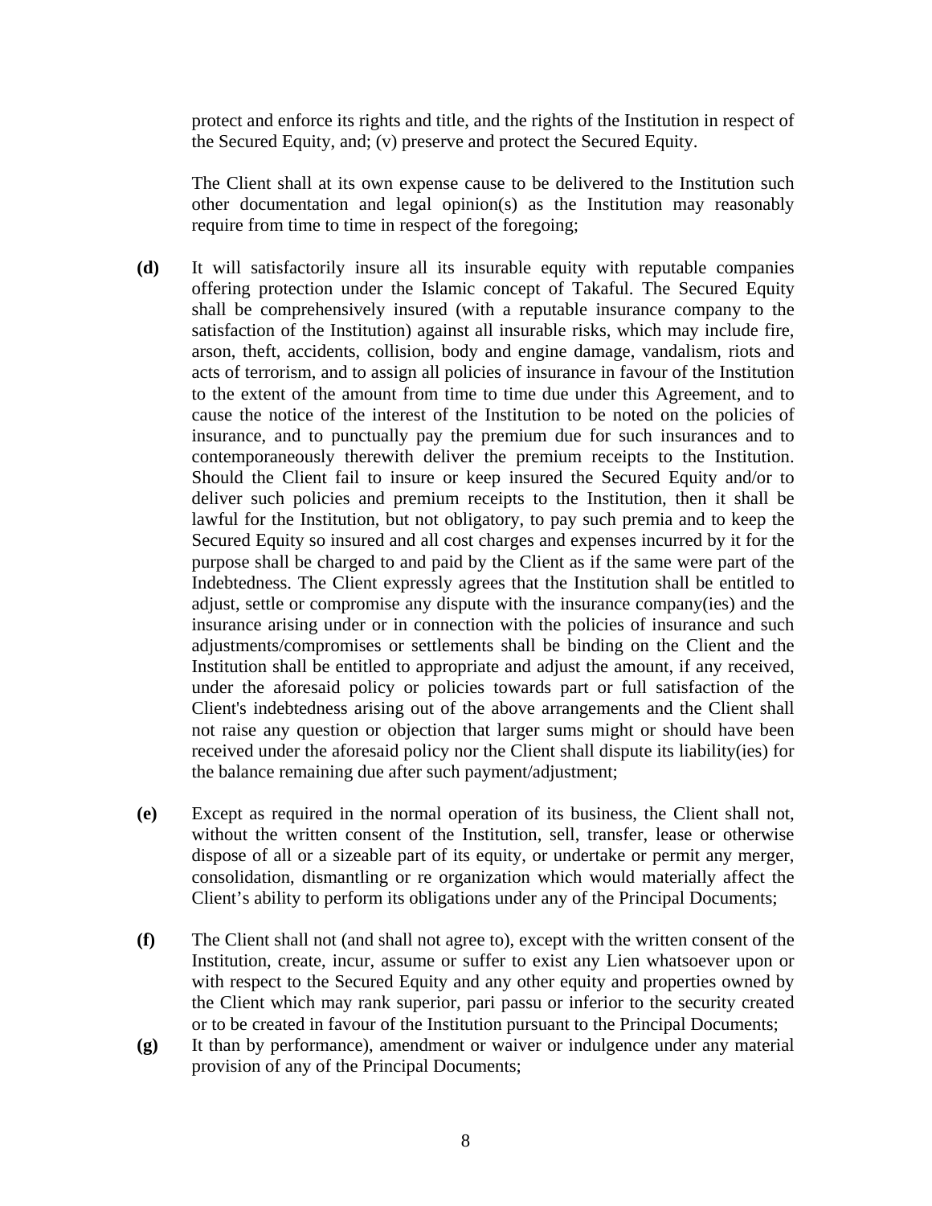protect and enforce its rights and title, and the rights of the Institution in respect of the Secured Equity, and; (v) preserve and protect the Secured Equity.

The Client shall at its own expense cause to be delivered to the Institution such other documentation and legal opinion(s) as the Institution may reasonably require from time to time in respect of the foregoing;

**(d)** It will satisfactorily insure all its insurable equity with reputable companies offering protection under the Islamic concept of Takaful. The Secured Equity shall be comprehensively insured (with a reputable insurance company to the satisfaction of the Institution) against all insurable risks, which may include fire, arson, theft, accidents, collision, body and engine damage, vandalism, riots and acts of terrorism, and to assign all policies of insurance in favour of the Institution to the extent of the amount from time to time due under this Agreement, and to cause the notice of the interest of the Institution to be noted on the policies of insurance, and to punctually pay the premium due for such insurances and to contemporaneously therewith deliver the premium receipts to the Institution. Should the Client fail to insure or keep insured the Secured Equity and/or to deliver such policies and premium receipts to the Institution, then it shall be lawful for the Institution, but not obligatory, to pay such premia and to keep the Secured Equity so insured and all cost charges and expenses incurred by it for the purpose shall be charged to and paid by the Client as if the same were part of the Indebtedness. The Client expressly agrees that the Institution shall be entitled to adjust, settle or compromise any dispute with the insurance company(ies) and the insurance arising under or in connection with the policies of insurance and such adjustments/compromises or settlements shall be binding on the Client and the Institution shall be entitled to appropriate and adjust the amount, if any received, under the aforesaid policy or policies towards part or full satisfaction of the Client's indebtedness arising out of the above arrangements and the Client shall not raise any question or objection that larger sums might or should have been received under the aforesaid policy nor the Client shall dispute its liability(ies) for the balance remaining due after such payment/adjustment;

**(e)** Except as required in the normal operation of its business, the Client shall not, without the written consent of the Institution, sell, transfer, lease or otherwise dispose of all or a sizeable part of its equity, or undertake or permit any merger, consolidation, dismantling or re organization which would materially affect the Client's ability to perform its obligations under any of the Principal Documents;

**(f)** The Client shall not (and shall not agree to), except with the written consent of the Institution, create, incur, assume or suffer to exist any Lien whatsoever upon or with respect to the Secured Equity and any other equity and properties owned by the Client which may rank superior, pari passu or inferior to the security created or to be created in favour of the Institution pursuant to the Principal Documents;

**(g)** It than by performance), amendment or waiver or indulgence under any material provision of any of the Principal Documents;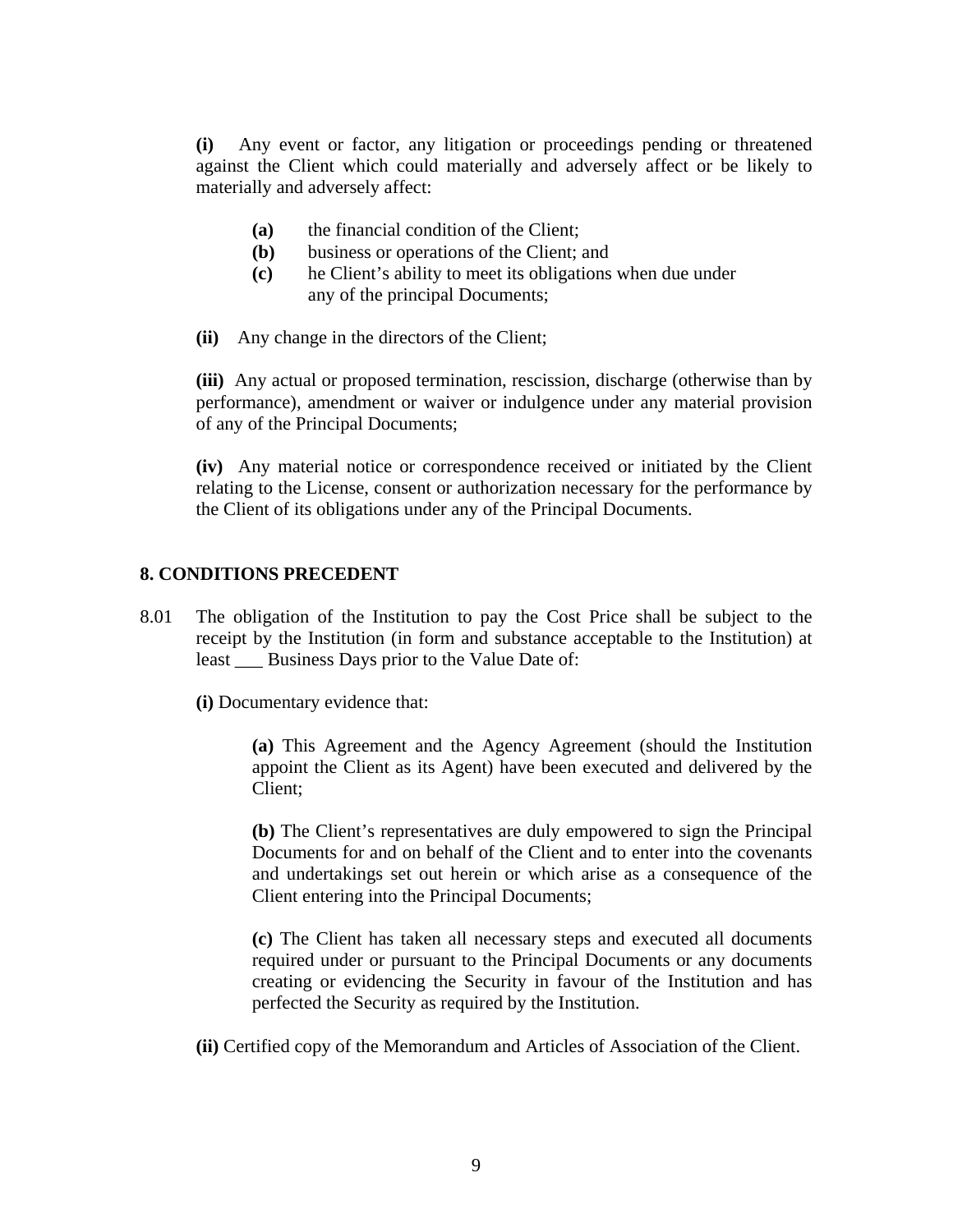**(i)** Any event or factor, any litigation or proceedings pending or threatened against the Client which could materially and adversely affect or be likely to materially and adversely affect:

> **(a)** the financial condition of the Client;
> **(b)** business or operations of the Client; and
> **(c)** he Client's ability to meet its obligations when due under any of the principal Documents;

**(ii)** Any change in the directors of the Client;

**(iii)** Any actual or proposed termination, rescission, discharge (otherwise than by performance), amendment or waiver or indulgence under any material provision of any of the Principal Documents;

**(iv)** Any material notice or correspondence received or initiated by the Client relating to the License, consent or authorization necessary for the performance by the Client of its obligations under any of the Principal Documents.

## 8. CONDITIONS PRECEDENT

8.01 The obligation of the Institution to pay the Cost Price shall be subject to the receipt by the Institution (in form and substance acceptable to the Institution) at least ___ Business Days prior to the Value Date of:

**(i)** Documentary evidence that:

> **(a)** This Agreement and the Agency Agreement (should the Institution appoint the Client as its Agent) have been executed and delivered by the Client;
>
> **(b)** The Client's representatives are duly empowered to sign the Principal Documents for and on behalf of the Client and to enter into the covenants and undertakings set out herein or which arise as a consequence of the Client entering into the Principal Documents;
>
> **(c)** The Client has taken all necessary steps and executed all documents required under or pursuant to the Principal Documents or any documents creating or evidencing the Security in favour of the Institution and has perfected the Security as required by the Institution.

**(ii)** Certified copy of the Memorandum and Articles of Association of the Client.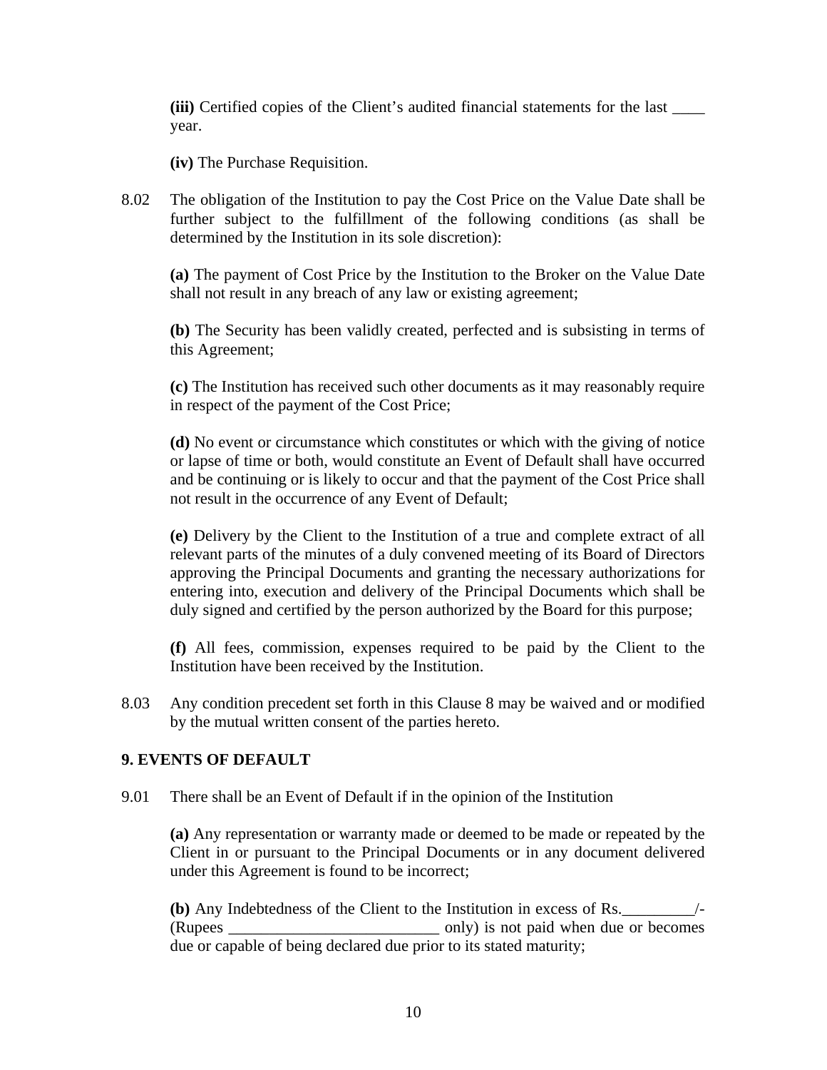**(iii)** Certified copies of the Client's audited financial statements for the last ____ year.

**(iv)** The Purchase Requisition.

8.02 The obligation of the Institution to pay the Cost Price on the Value Date shall be further subject to the fulfillment of the following conditions (as shall be determined by the Institution in its sole discretion):

**(a)** The payment of Cost Price by the Institution to the Broker on the Value Date shall not result in any breach of any law or existing agreement;

**(b)** The Security has been validly created, perfected and is subsisting in terms of this Agreement;

**(c)** The Institution has received such other documents as it may reasonably require in respect of the payment of the Cost Price;

**(d)** No event or circumstance which constitutes or which with the giving of notice or lapse of time or both, would constitute an Event of Default shall have occurred and be continuing or is likely to occur and that the payment of the Cost Price shall not result in the occurrence of any Event of Default;

**(e)** Delivery by the Client to the Institution of a true and complete extract of all relevant parts of the minutes of a duly convened meeting of its Board of Directors approving the Principal Documents and granting the necessary authorizations for entering into, execution and delivery of the Principal Documents which shall be duly signed and certified by the person authorized by the Board for this purpose;

**(f)** All fees, commission, expenses required to be paid by the Client to the Institution have been received by the Institution.

8.03 Any condition precedent set forth in this Clause 8 may be waived and or modified by the mutual written consent of the parties hereto.

## 9. EVENTS OF DEFAULT

9.01 There shall be an Event of Default if in the opinion of the Institution

**(a)** Any representation or warranty made or deemed to be made or repeated by the Client in or pursuant to the Principal Documents or in any document delivered under this Agreement is found to be incorrect;

**(b)** Any Indebtedness of the Client to the Institution in excess of Rs._________/- (Rupees __________________________ only) is not paid when due or becomes due or capable of being declared due prior to its stated maturity;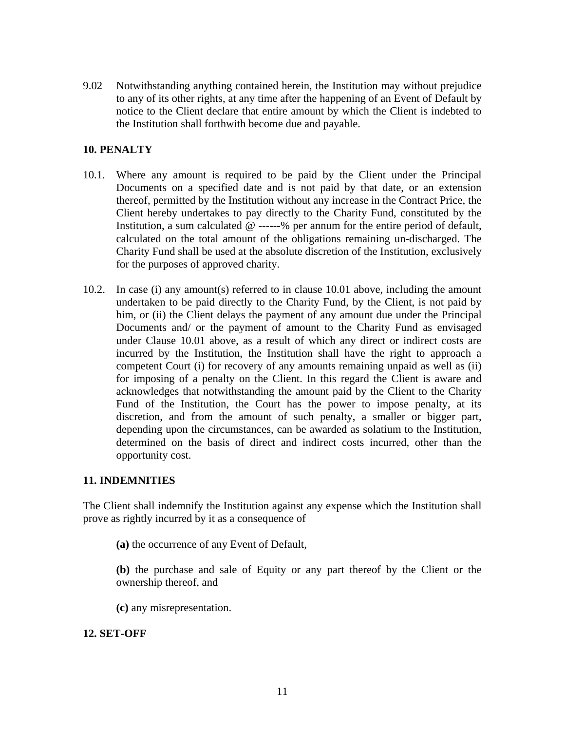9.02 Notwithstanding anything contained herein, the Institution may without prejudice to any of its other rights, at any time after the happening of an Event of Default by notice to the Client declare that entire amount by which the Client is indebted to the Institution shall forthwith become due and payable.

## 10. PENALTY

10.1. Where any amount is required to be paid by the Client under the Principal Documents on a specified date and is not paid by that date, or an extension thereof, permitted by the Institution without any increase in the Contract Price, the Client hereby undertakes to pay directly to the Charity Fund, constituted by the Institution, a sum calculated @ ------% per annum for the entire period of default, calculated on the total amount of the obligations remaining un-discharged. The Charity Fund shall be used at the absolute discretion of the Institution, exclusively for the purposes of approved charity.

10.2. In case (i) any amount(s) referred to in clause 10.01 above, including the amount undertaken to be paid directly to the Charity Fund, by the Client, is not paid by him, or (ii) the Client delays the payment of any amount due under the Principal Documents and/ or the payment of amount to the Charity Fund as envisaged under Clause 10.01 above, as a result of which any direct or indirect costs are incurred by the Institution, the Institution shall have the right to approach a competent Court (i) for recovery of any amounts remaining unpaid as well as (ii) for imposing of a penalty on the Client. In this regard the Client is aware and acknowledges that notwithstanding the amount paid by the Client to the Charity Fund of the Institution, the Court has the power to impose penalty, at its discretion, and from the amount of such penalty, a smaller or bigger part, depending upon the circumstances, can be awarded as solatium to the Institution, determined on the basis of direct and indirect costs incurred, other than the opportunity cost.

## 11. INDEMNITIES

The Client shall indemnify the Institution against any expense which the Institution shall prove as rightly incurred by it as a consequence of

**(a)** the occurrence of any Event of Default,

**(b)** the purchase and sale of Equity or any part thereof by the Client or the ownership thereof, and

**(c)** any misrepresentation.

## 12. SET-OFF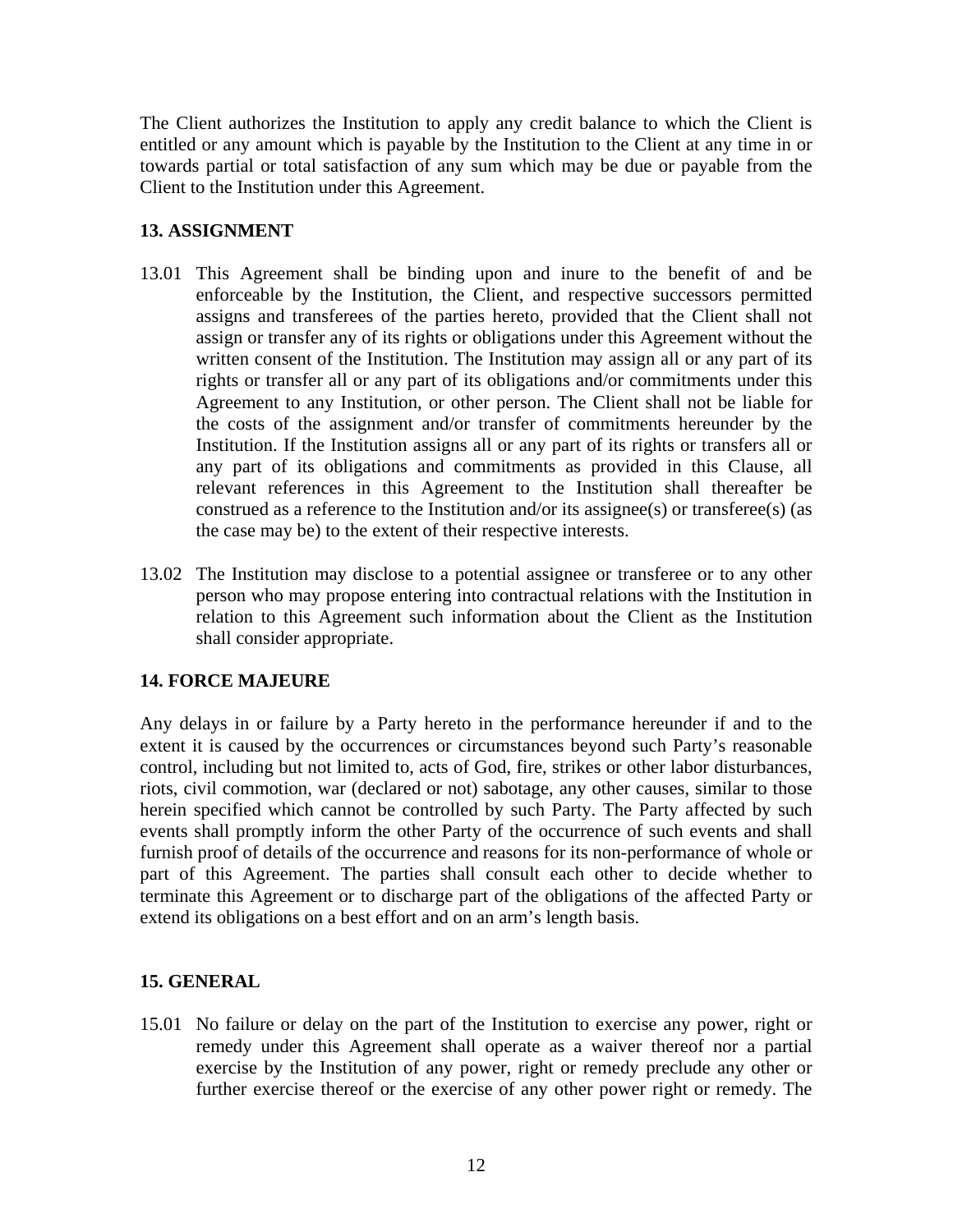The Client authorizes the Institution to apply any credit balance to which the Client is entitled or any amount which is payable by the Institution to the Client at any time in or towards partial or total satisfaction of any sum which may be due or payable from the Client to the Institution under this Agreement.

## 13. ASSIGNMENT

13.01 This Agreement shall be binding upon and inure to the benefit of and be enforceable by the Institution, the Client, and respective successors permitted assigns and transferees of the parties hereto, provided that the Client shall not assign or transfer any of its rights or obligations under this Agreement without the written consent of the Institution. The Institution may assign all or any part of its rights or transfer all or any part of its obligations and/or commitments under this Agreement to any Institution, or other person. The Client shall not be liable for the costs of the assignment and/or transfer of commitments hereunder by the Institution. If the Institution assigns all or any part of its rights or transfers all or any part of its obligations and commitments as provided in this Clause, all relevant references in this Agreement to the Institution shall thereafter be construed as a reference to the Institution and/or its assignee(s) or transferee(s) (as the case may be) to the extent of their respective interests.

13.02 The Institution may disclose to a potential assignee or transferee or to any other person who may propose entering into contractual relations with the Institution in relation to this Agreement such information about the Client as the Institution shall consider appropriate.

## 14. FORCE MAJEURE

Any delays in or failure by a Party hereto in the performance hereunder if and to the extent it is caused by the occurrences or circumstances beyond such Party's reasonable control, including but not limited to, acts of God, fire, strikes or other labor disturbances, riots, civil commotion, war (declared or not) sabotage, any other causes, similar to those herein specified which cannot be controlled by such Party. The Party affected by such events shall promptly inform the other Party of the occurrence of such events and shall furnish proof of details of the occurrence and reasons for its non-performance of whole or part of this Agreement. The parties shall consult each other to decide whether to terminate this Agreement or to discharge part of the obligations of the affected Party or extend its obligations on a best effort and on an arm's length basis.

## 15. GENERAL

15.01 No failure or delay on the part of the Institution to exercise any power, right or remedy under this Agreement shall operate as a waiver thereof nor a partial exercise by the Institution of any power, right or remedy preclude any other or further exercise thereof or the exercise of any other power right or remedy. The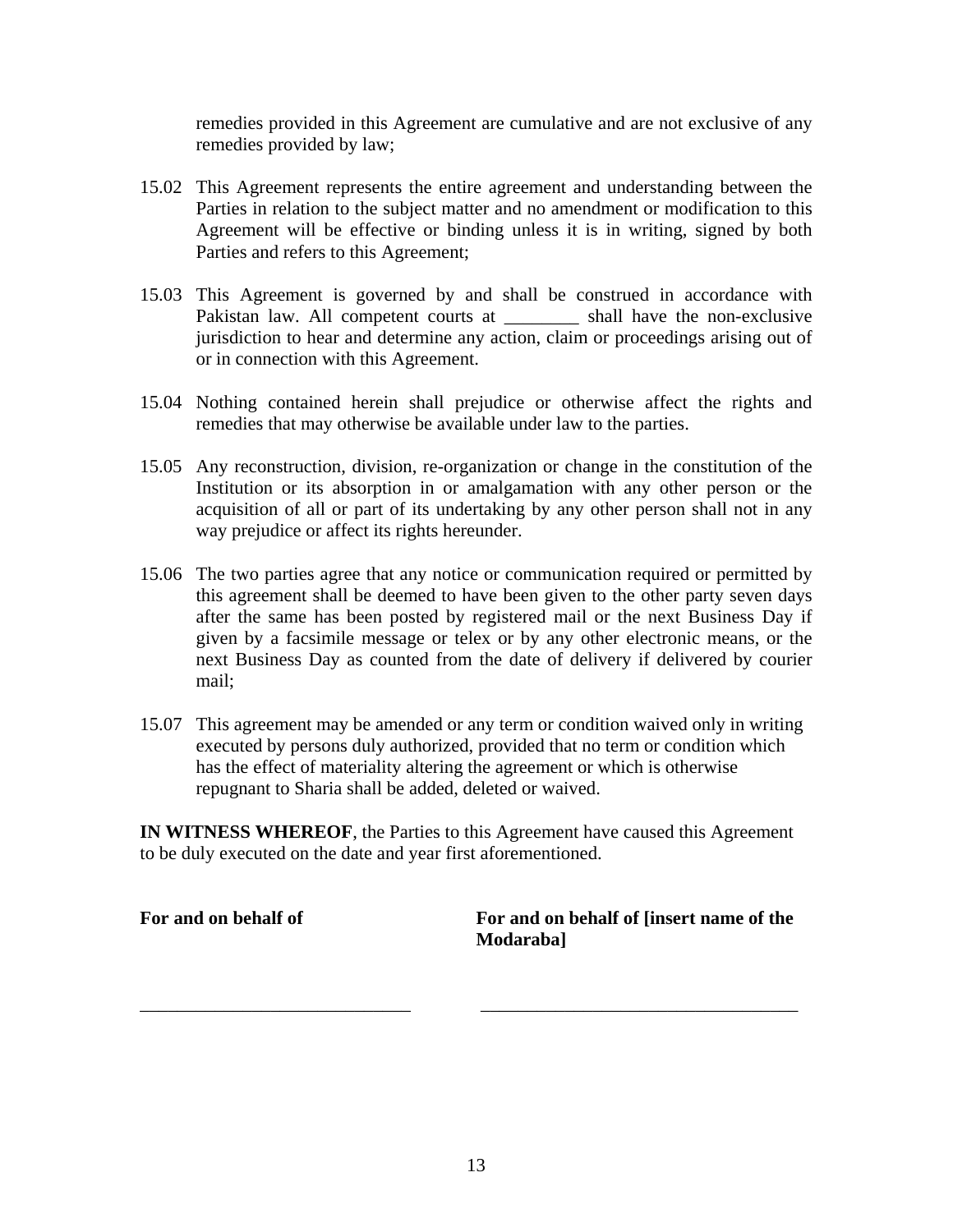remedies provided in this Agreement are cumulative and are not exclusive of any remedies provided by law;

15.02 This Agreement represents the entire agreement and understanding between the Parties in relation to the subject matter and no amendment or modification to this Agreement will be effective or binding unless it is in writing, signed by both Parties and refers to this Agreement;

15.03 This Agreement is governed by and shall be construed in accordance with Pakistan law. All competent courts at ________ shall have the non-exclusive jurisdiction to hear and determine any action, claim or proceedings arising out of or in connection with this Agreement.

15.04 Nothing contained herein shall prejudice or otherwise affect the rights and remedies that may otherwise be available under law to the parties.

15.05 Any reconstruction, division, re-organization or change in the constitution of the Institution or its absorption in or amalgamation with any other person or the acquisition of all or part of its undertaking by any other person shall not in any way prejudice or affect its rights hereunder.

15.06 The two parties agree that any notice or communication required or permitted by this agreement shall be deemed to have been given to the other party seven days after the same has been posted by registered mail or the next Business Day if given by a facsimile message or telex or by any other electronic means, or the next Business Day as counted from the date of delivery if delivered by courier mail;

15.07 This agreement may be amended or any term or condition waived only in writing executed by persons duly authorized, provided that no term or condition which has the effect of materiality altering the agreement or which is otherwise repugnant to Sharia shall be added, deleted or waived.

**IN WITNESS WHEREOF**, the Parties to this Agreement have caused this Agreement to be duly executed on the date and year first aforementioned.

**For and on behalf of**

_____________________________

**For and on behalf of [insert name of the Modaraba]**

__________________________________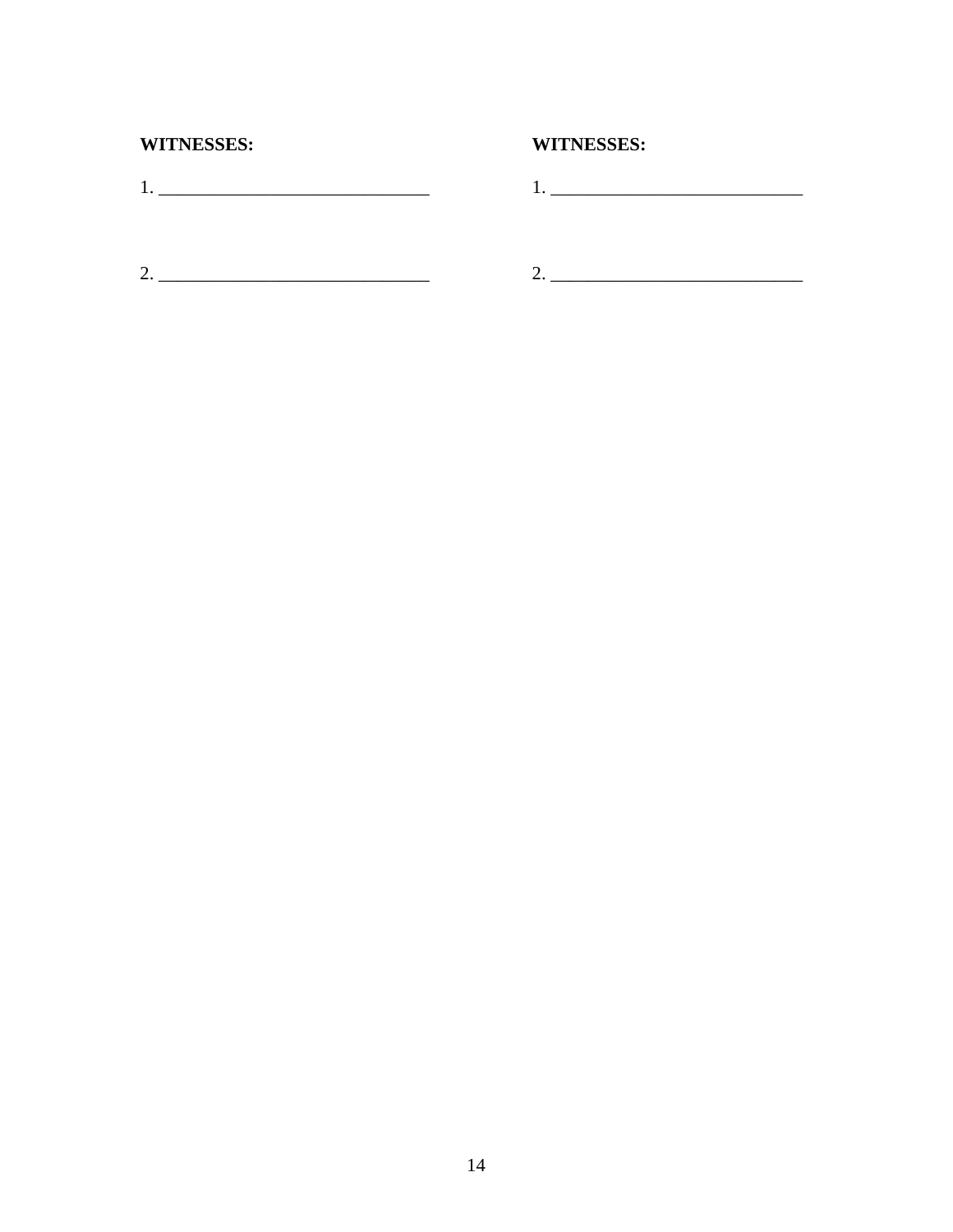**WITNESSES:**

1. ______________________________

2. ______________________________

**WITNESSES:**

1. ____________________________

2. ____________________________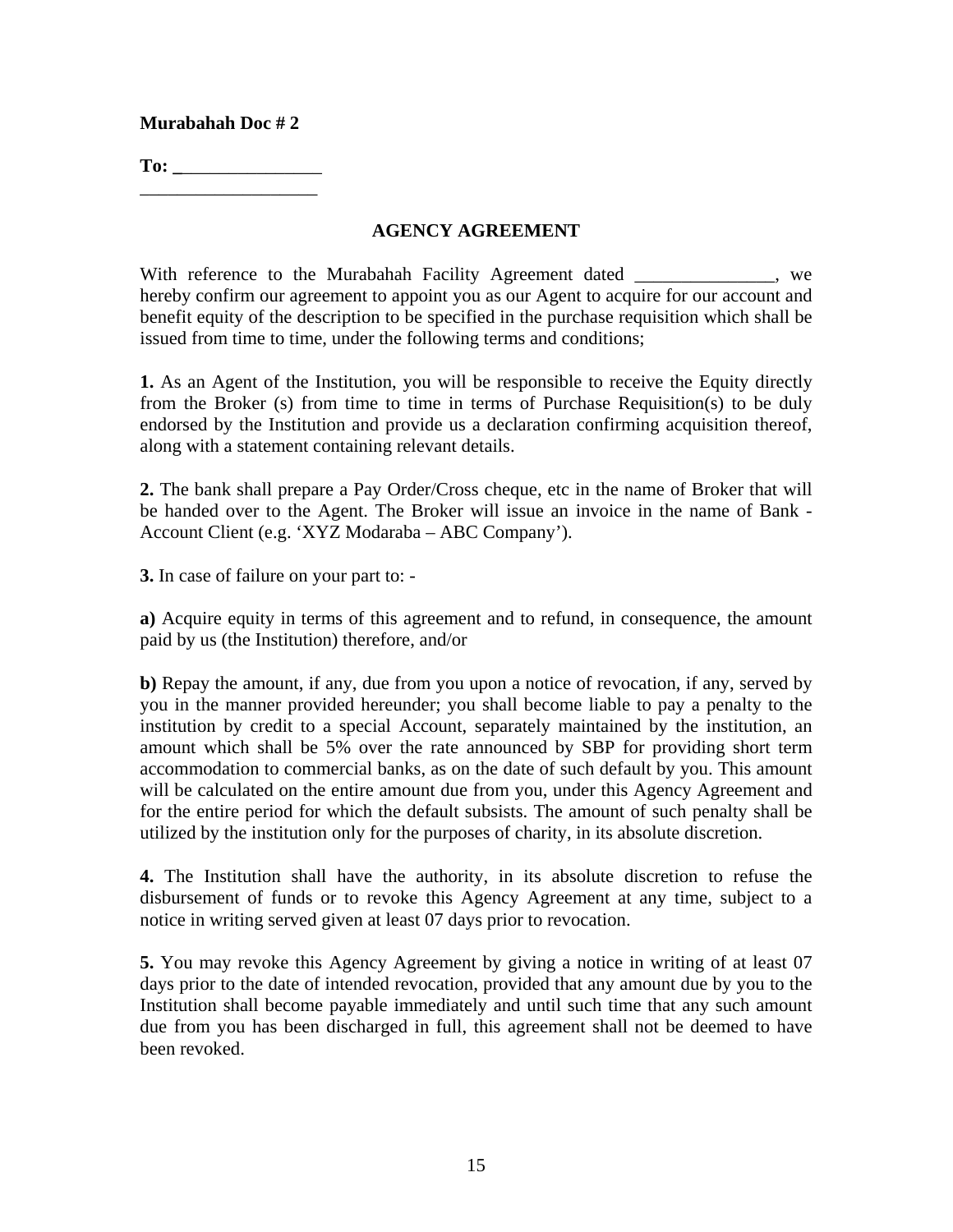**Murabahah Doc # 2**

**To: _______________**
**___________________**

**AGENCY AGREEMENT**

With reference to the Murabahah Facility Agreement dated _______________, we hereby confirm our agreement to appoint you as our Agent to acquire for our account and benefit equity of the description to be specified in the purchase requisition which shall be issued from time to time, under the following terms and conditions;

**1.** As an Agent of the Institution, you will be responsible to receive the Equity directly from the Broker (s) from time to time in terms of Purchase Requisition(s) to be duly endorsed by the Institution and provide us a declaration confirming acquisition thereof, along with a statement containing relevant details.

**2.** The bank shall prepare a Pay Order/Cross cheque, etc in the name of Broker that will be handed over to the Agent. The Broker will issue an invoice in the name of Bank - Account Client (e.g. 'XYZ Modaraba – ABC Company').

**3.** In case of failure on your part to: -

**a)** Acquire equity in terms of this agreement and to refund, in consequence, the amount paid by us (the Institution) therefore, and/or

**b)** Repay the amount, if any, due from you upon a notice of revocation, if any, served by you in the manner provided hereunder; you shall become liable to pay a penalty to the institution by credit to a special Account, separately maintained by the institution, an amount which shall be 5% over the rate announced by SBP for providing short term accommodation to commercial banks, as on the date of such default by you. This amount will be calculated on the entire amount due from you, under this Agency Agreement and for the entire period for which the default subsists. The amount of such penalty shall be utilized by the institution only for the purposes of charity, in its absolute discretion.

**4.** The Institution shall have the authority, in its absolute discretion to refuse the disbursement of funds or to revoke this Agency Agreement at any time, subject to a notice in writing served given at least 07 days prior to revocation.

**5.** You may revoke this Agency Agreement by giving a notice in writing of at least 07 days prior to the date of intended revocation, provided that any amount due by you to the Institution shall become payable immediately and until such time that any such amount due from you has been discharged in full, this agreement shall not be deemed to have been revoked.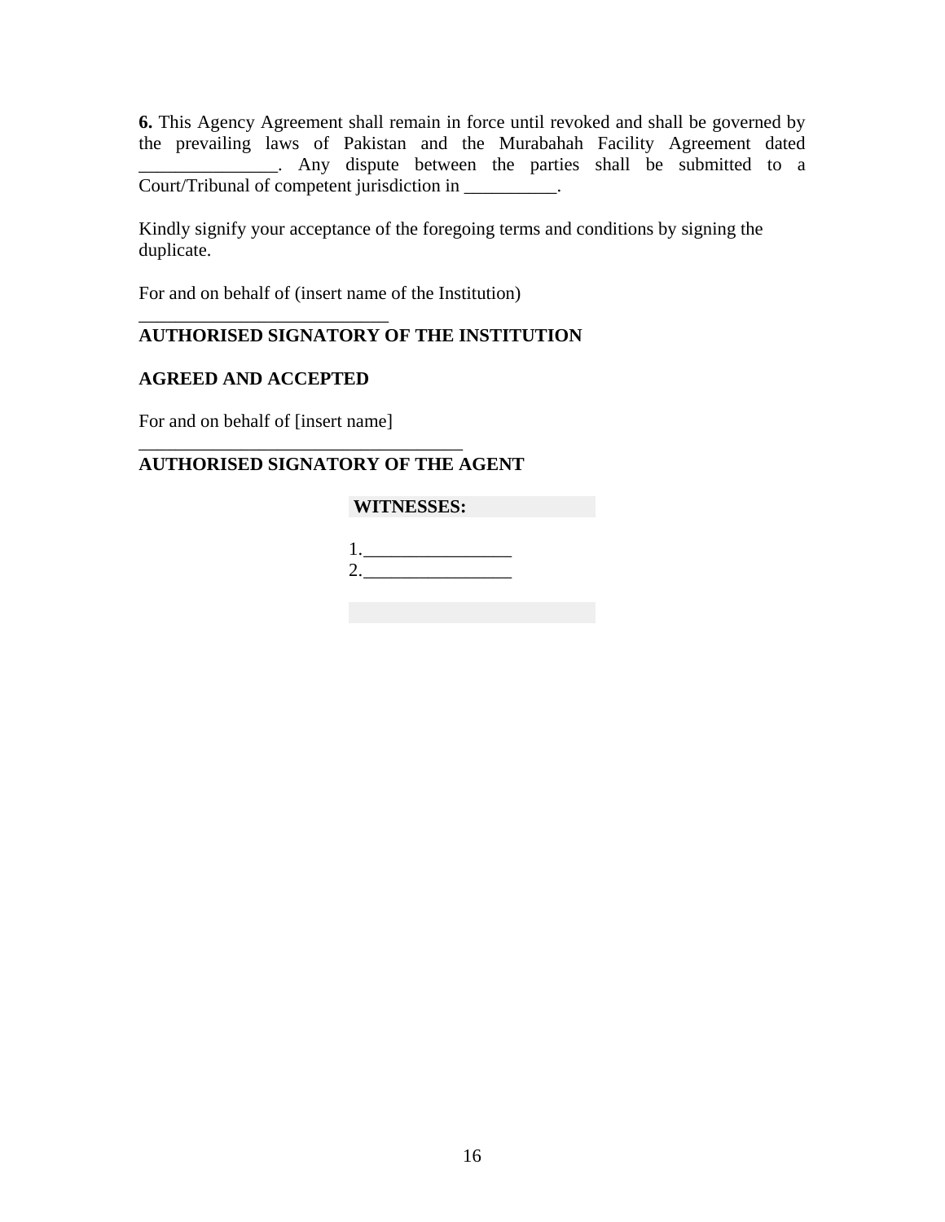**6.** This Agency Agreement shall remain in force until revoked and shall be governed by the prevailing laws of Pakistan and the Murabahah Facility Agreement dated _______________. Any dispute between the parties shall be submitted to a Court/Tribunal of competent jurisdiction in __________.

Kindly signify your acceptance of the foregoing terms and conditions by signing the duplicate.

For and on behalf of (insert name of the Institution)

___________________________

**AUTHORISED SIGNATORY OF THE INSTITUTION**

**AGREED AND ACCEPTED**

For and on behalf of [insert name]

___________________________________

**AUTHORISED SIGNATORY OF THE AGENT**

**WITNESSES:**

1.________________

2.________________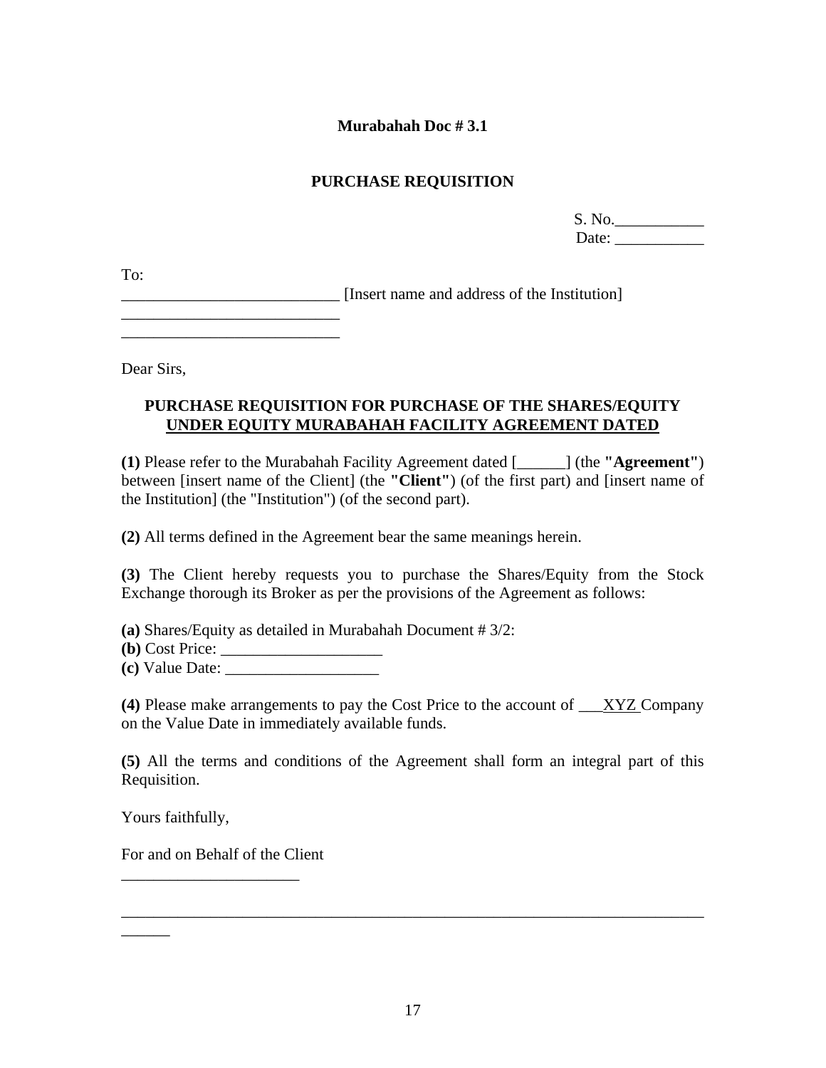**Murabahah Doc # 3.1**

**PURCHASE REQUISITION**

S. No.___________
Date: ___________

To:
___________________________ [Insert name and address of the Institution]
___________________________
___________________________

Dear Sirs,

**PURCHASE REQUISITION FOR PURCHASE OF THE SHARES/EQUITY**
**<u>UNDER EQUITY MURABAHAH FACILITY AGREEMENT DATED</u>**

**(1)** Please refer to the Murabahah Facility Agreement dated [______] (the **"Agreement"**) between [insert name of the Client] (the **"Client"**) (of the first part) and [insert name of the Institution] (the "Institution") (of the second part).

**(2)** All terms defined in the Agreement bear the same meanings herein.

**(3)** The Client hereby requests you to purchase the Shares/Equity from the Stock Exchange thorough its Broker as per the provisions of the Agreement as follows:

**(a)** Shares/Equity as detailed in Murabahah Document # 3/2:
**(b)** Cost Price: ____________________
**(c)** Value Date: ___________________

**(4)** Please make arrangements to pay the Cost Price to the account of ___<u>XYZ </u>Company on the Value Date in immediately available funds.

**(5)** All the terms and conditions of the Agreement shall form an integral part of this Requisition.

Yours faithfully,

For and on Behalf of the Client
______________________

____________________________________________________________________________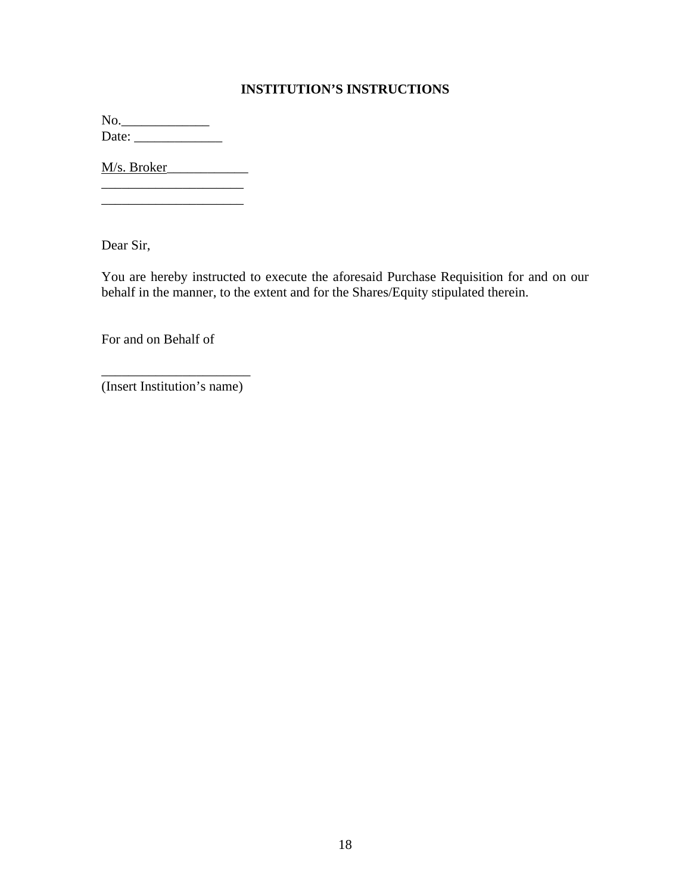**INSTITUTION'S INSTRUCTIONS**

No.____________
Date: ____________

M/s. Broker___________
____________________
____________________

Dear Sir,

You are hereby instructed to execute the aforesaid Purchase Requisition for and on our behalf in the manner, to the extent and for the Shares/Equity stipulated therein.

For and on Behalf of

_____________________
(Insert Institution's name)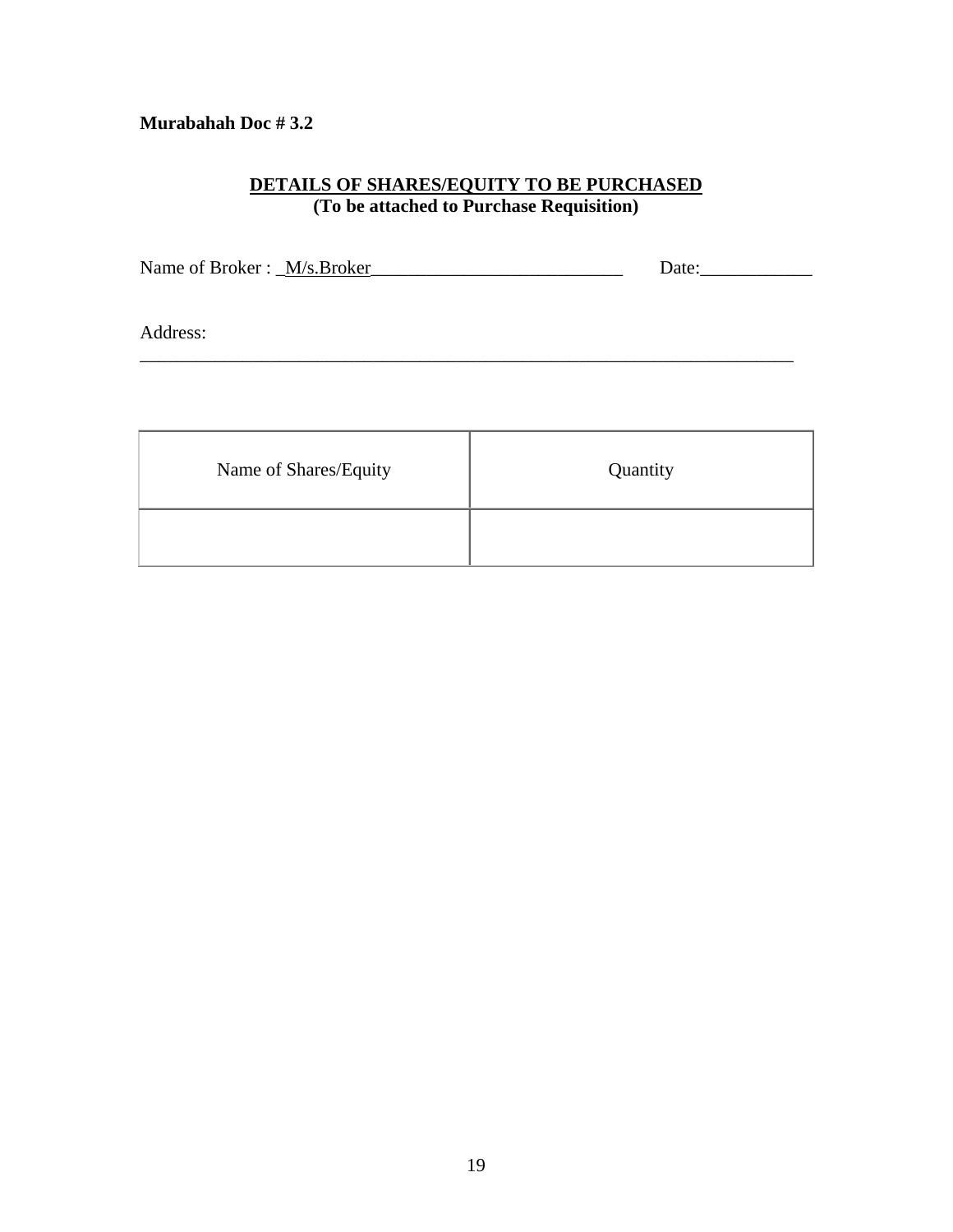**Murabahah Doc # 3.2**

**DETAILS OF SHARES/EQUITY TO BE PURCHASED**
**(To be attached to Purchase Requisition)**

Name of Broker : _M/s.Broker___________________________ Date:____________

Address:
________________________________________________________________________

| Name of Shares/Equity | Quantity |
|---|---|
| | |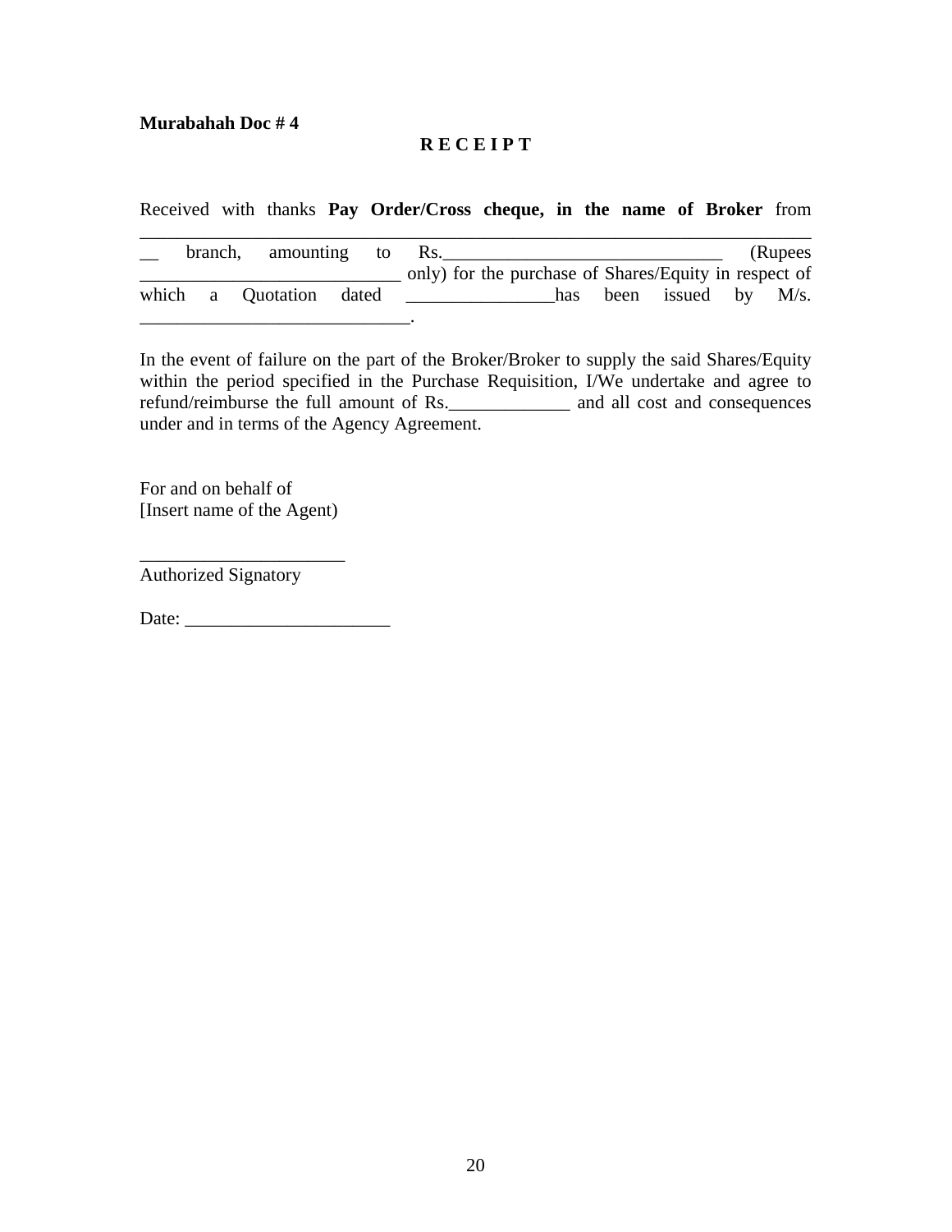**Murabahah Doc # 4**

**R E C E I P T**

Received with thanks **Pay Order/Cross cheque, in the name of Broker** from _______________________________________________________________________ __ branch, amounting to Rs.______________________________ (Rupees ___________________________ only) for the purchase of Shares/Equity in respect of which a Quotation dated ________________has been issued by M/s. _____________________________.

In the event of failure on the part of the Broker/Broker to supply the said Shares/Equity within the period specified in the Purchase Requisition, I/We undertake and agree to refund/reimburse the full amount of Rs._____________ and all cost and consequences under and in terms of the Agency Agreement.

For and on behalf of
[Insert name of the Agent)

______________________
Authorized Signatory

Date: ______________________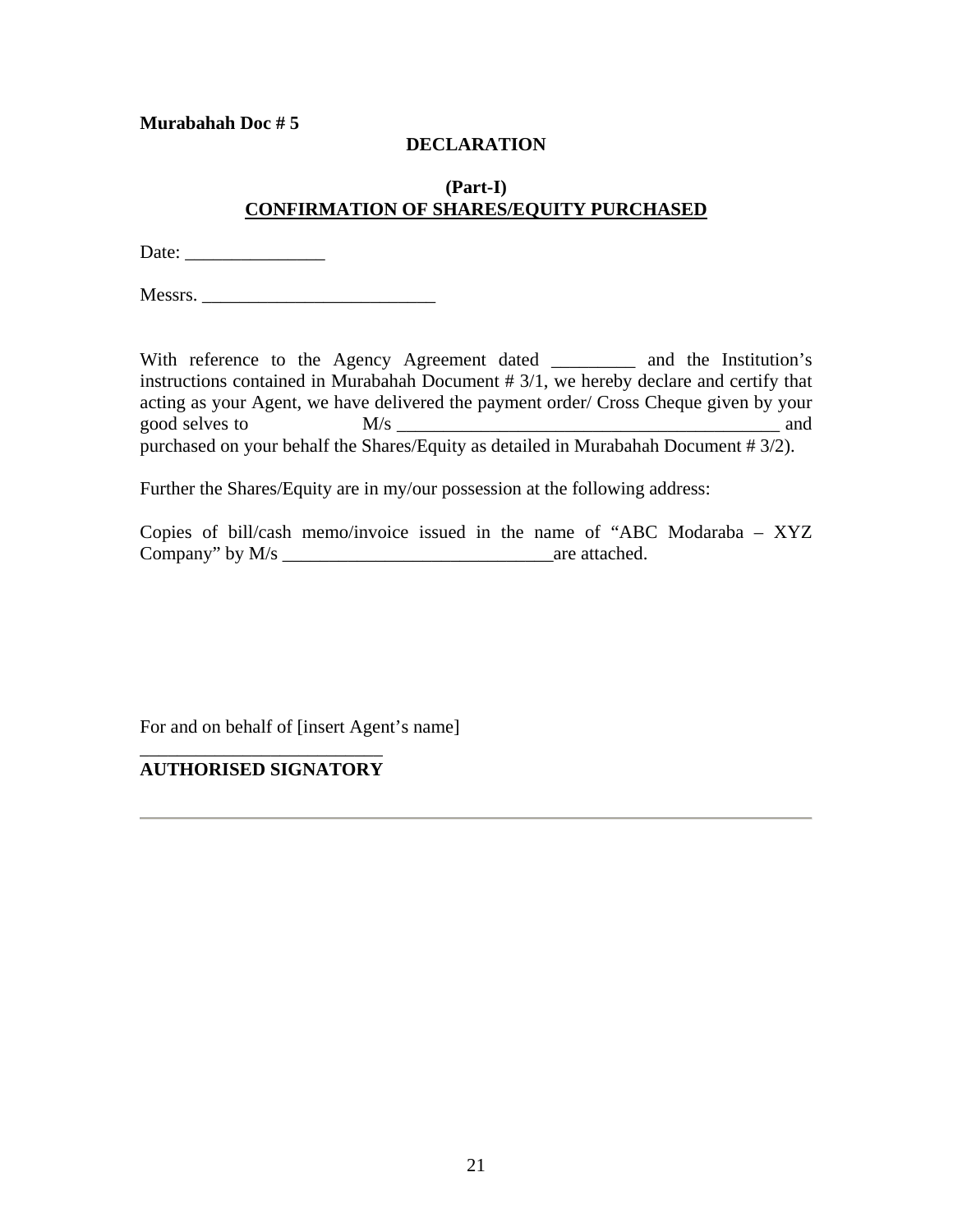**Murabahah Doc # 5**

**DECLARATION**

**(Part-I)**
**<u>CONFIRMATION OF SHARES/EQUITY PURCHASED</u>**

Date: _______________

Messrs. _________________________

With reference to the Agency Agreement dated _________ and the Institution's instructions contained in Murabahah Document # 3/1, we hereby declare and certify that acting as your Agent, we have delivered the payment order/ Cross Cheque given by your good selves to M/s _________________________________________ and purchased on your behalf the Shares/Equity as detailed in Murabahah Document # 3/2).

Further the Shares/Equity are in my/our possession at the following address:

Copies of bill/cash memo/invoice issued in the name of "ABC Modaraba – XYZ Company" by M/s _____________________________are attached.

For and on behalf of [insert Agent's name]

__________________________
**AUTHORISED SIGNATORY**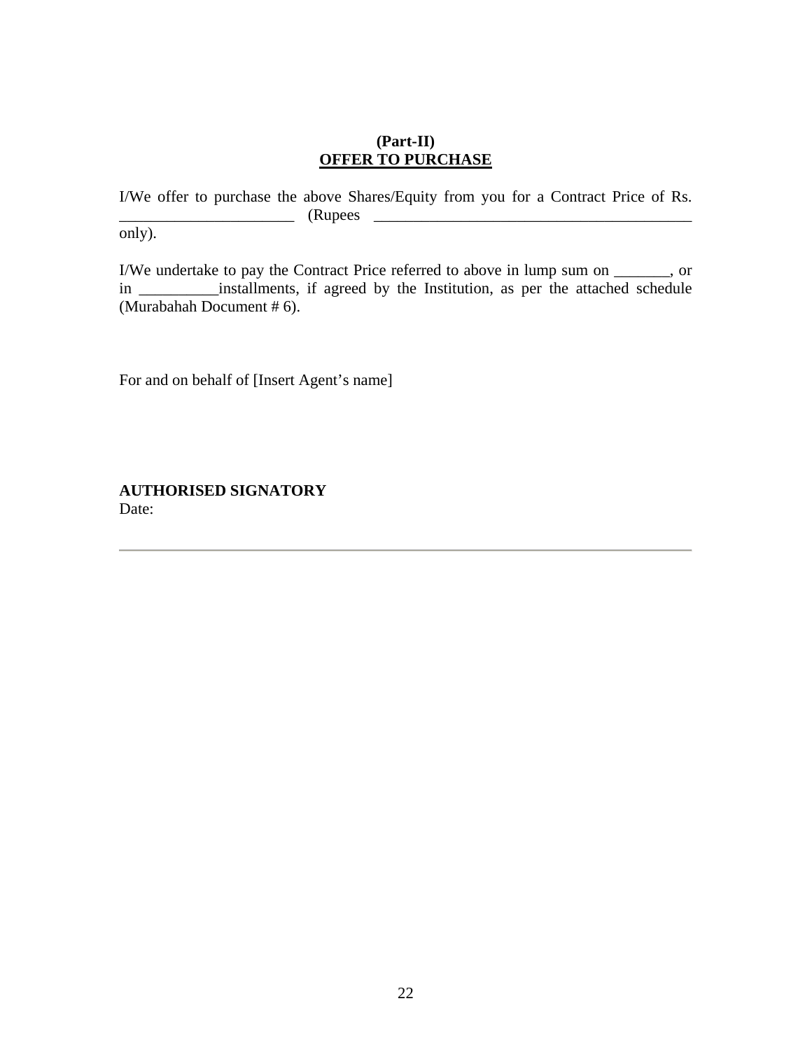**(Part-II)**

**<u>OFFER TO PURCHASE</u>**

I/We offer to purchase the above Shares/Equity from you for a Contract Price of Rs. ______________________ (Rupees ________________________________________ only).

I/We undertake to pay the Contract Price referred to above in lump sum on _______, or in __________installments, if agreed by the Institution, as per the attached schedule (Murabahah Document # 6).

For and on behalf of [Insert Agent's name]

**AUTHORISED SIGNATORY**

Date:

---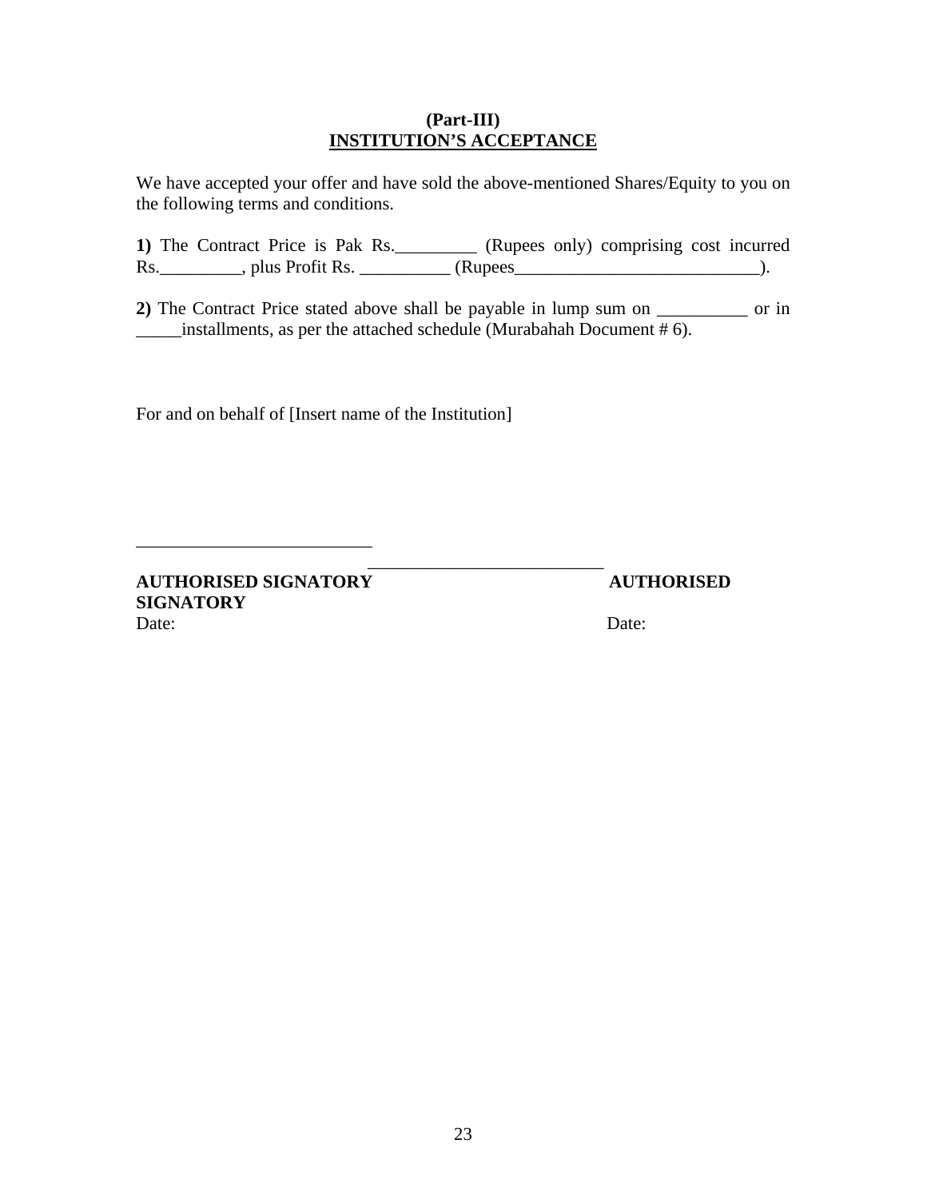**(Part-III)**

**INSTITUTION'S ACCEPTANCE**

We have accepted your offer and have sold the above-mentioned Shares/Equity to you on the following terms and conditions.

**1)** The Contract Price is Pak Rs._________ (Rupees only) comprising cost incurred Rs._________, plus Profit Rs. __________ (Rupees___________________________).

**2)** The Contract Price stated above shall be payable in lump sum on __________ or in _____installments, as per the attached schedule (Murabahah Document # 6).

For and on behalf of [Insert name of the Institution]

__________________________ __________________________

**AUTHORISED SIGNATORY** **AUTHORISED SIGNATORY**

Date: Date: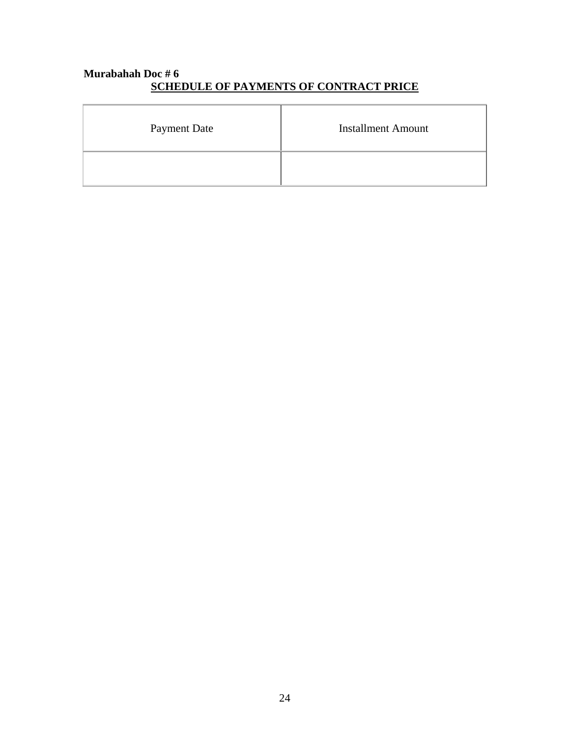**Murabahah Doc # 6**

## SCHEDULE OF PAYMENTS OF CONTRACT PRICE

| Payment Date | Installment Amount |
| --- | --- |
| | |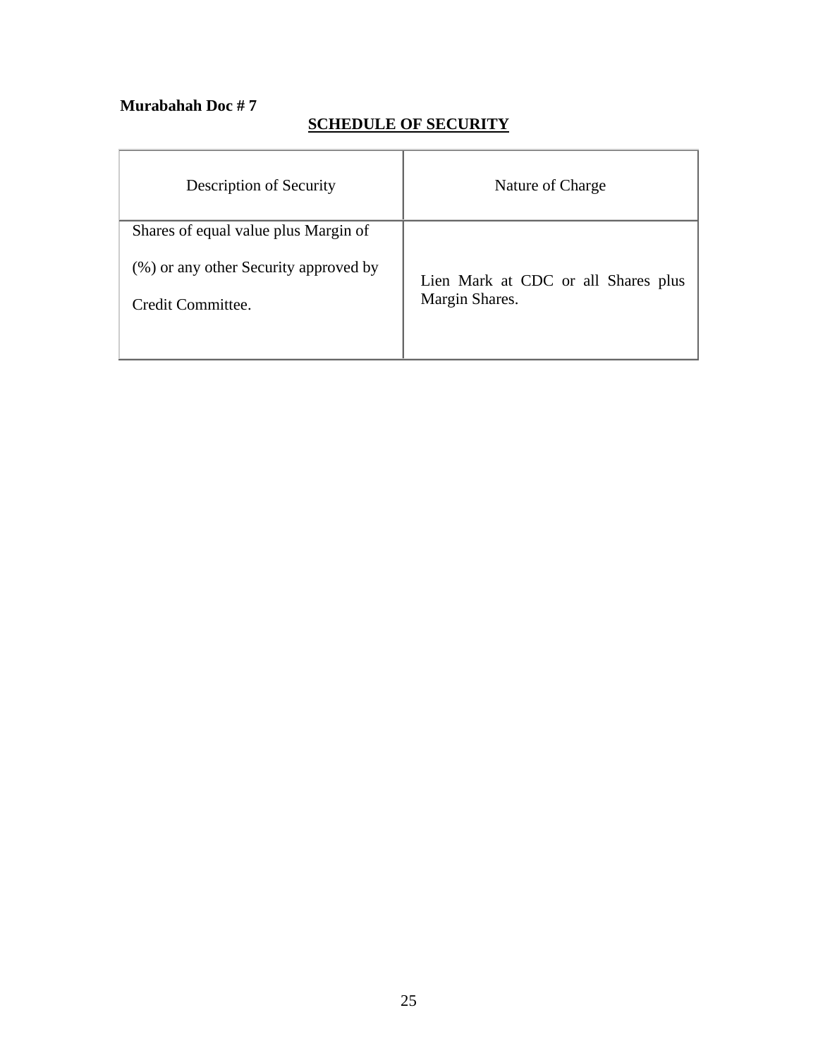**Murabahah Doc # 7**

## SCHEDULE OF SECURITY

| Description of Security | Nature of Charge |
| --- | --- |
| Shares of equal value plus Margin of (%) or any other Security approved by Credit Committee. | Lien Mark at CDC or all Shares plus Margin Shares. |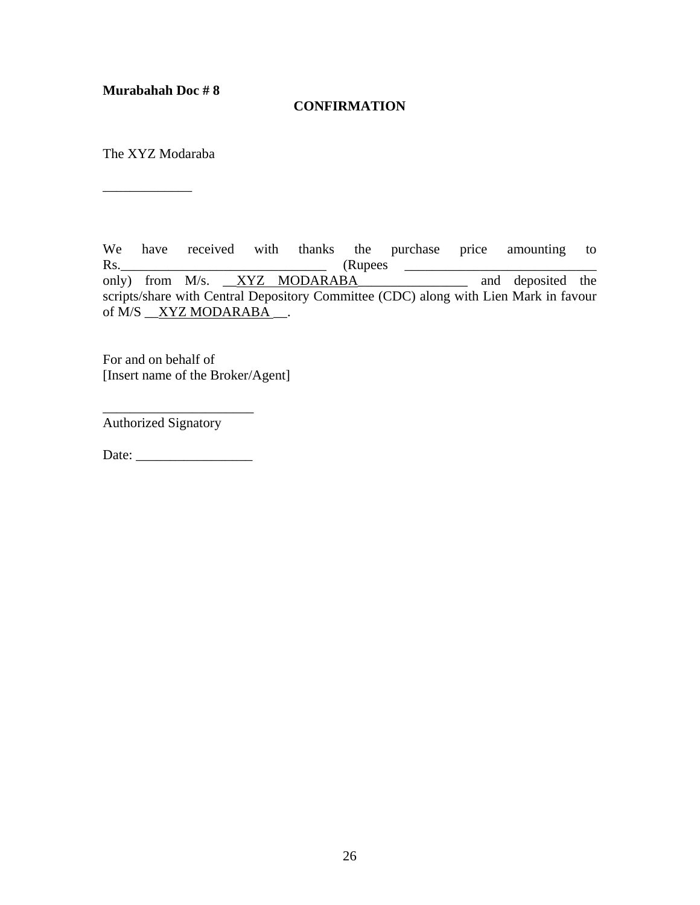**Murabahah Doc # 8**

**CONFIRMATION**

The XYZ Modaraba

_____________

We have received with thanks the purchase price amounting to Rs.______________________________ (Rupees ____________________________ only) from M/s. __XYZ MODARABA________________ and deposited the scripts/share with Central Depository Committee (CDC) along with Lien Mark in favour of M/S __XYZ MODARABA __.

For and on behalf of
[Insert name of the Broker/Agent]

______________________
Authorized Signatory

Date: _________________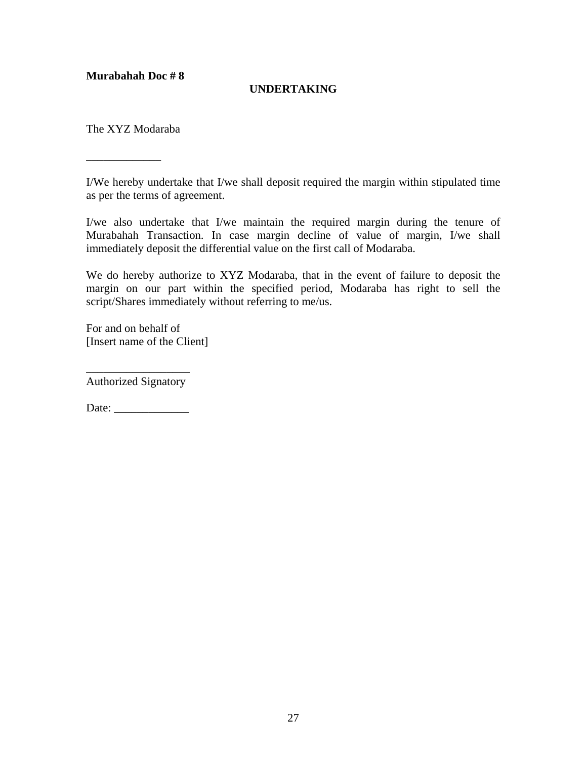**Murabahah Doc # 8**

**UNDERTAKING**

The XYZ Modaraba

_____________

I/We hereby undertake that I/we shall deposit required the margin within stipulated time as per the terms of agreement.

I/we also undertake that I/we maintain the required margin during the tenure of Murabahah Transaction. In case margin decline of value of margin, I/we shall immediately deposit the differential value on the first call of Modaraba.

We do hereby authorize to XYZ Modaraba, that in the event of failure to deposit the margin on our part within the specified period, Modaraba has right to sell the script/Shares immediately without referring to me/us.

For and on behalf of
[Insert name of the Client]

_________________
Authorized Signatory

Date: _____________